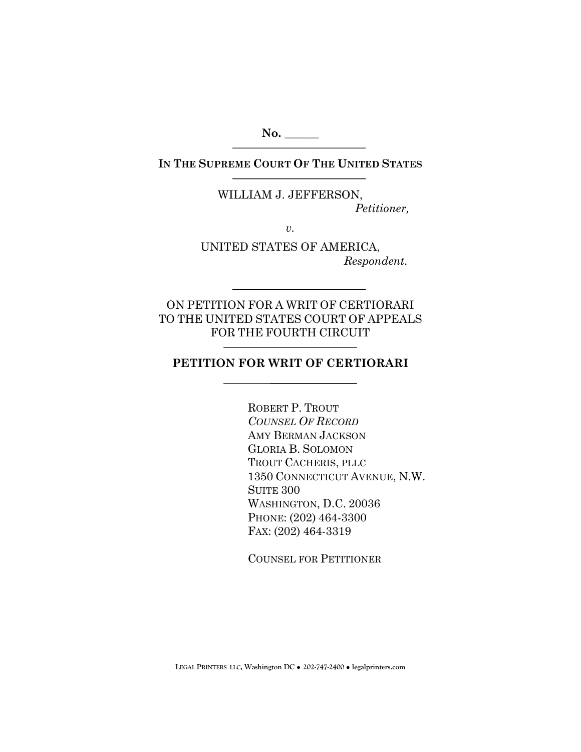**No. ______**

---

**IN THE SUPREME COURT OF THE UNITED STATES**

---

WILLIAM J. JEFFERSON,
*Petitioner,*

*v.*

UNITED STATES OF AMERICA,
*Respondent.*

---

ON PETITION FOR A WRIT OF CERTIORARI
TO THE UNITED STATES COURT OF APPEALS
FOR THE FOURTH CIRCUIT

---

**PETITION FOR WRIT OF CERTIORARI**

---

ROBERT P. TROUT
*COUNSEL OF RECORD*
AMY BERMAN JACKSON
GLORIA B. SOLOMON
TROUT CACHERIS, PLLC
1350 CONNECTICUT AVENUE, N.W.
SUITE 300
WASHINGTON, D.C. 20036
PHONE: (202) 464-3300
FAX: (202) 464-3319

COUNSEL FOR PETITIONER

LEGAL PRINTERS LLC, Washington DC • 202-747-2400 • legalprinters.com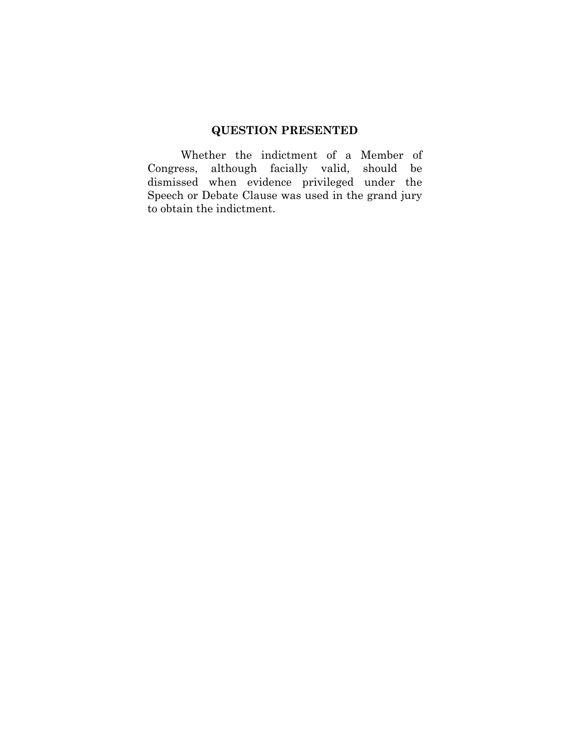## QUESTION PRESENTED

Whether the indictment of a Member of Congress, although facially valid, should be dismissed when evidence privileged under the Speech or Debate Clause was used in the grand jury to obtain the indictment.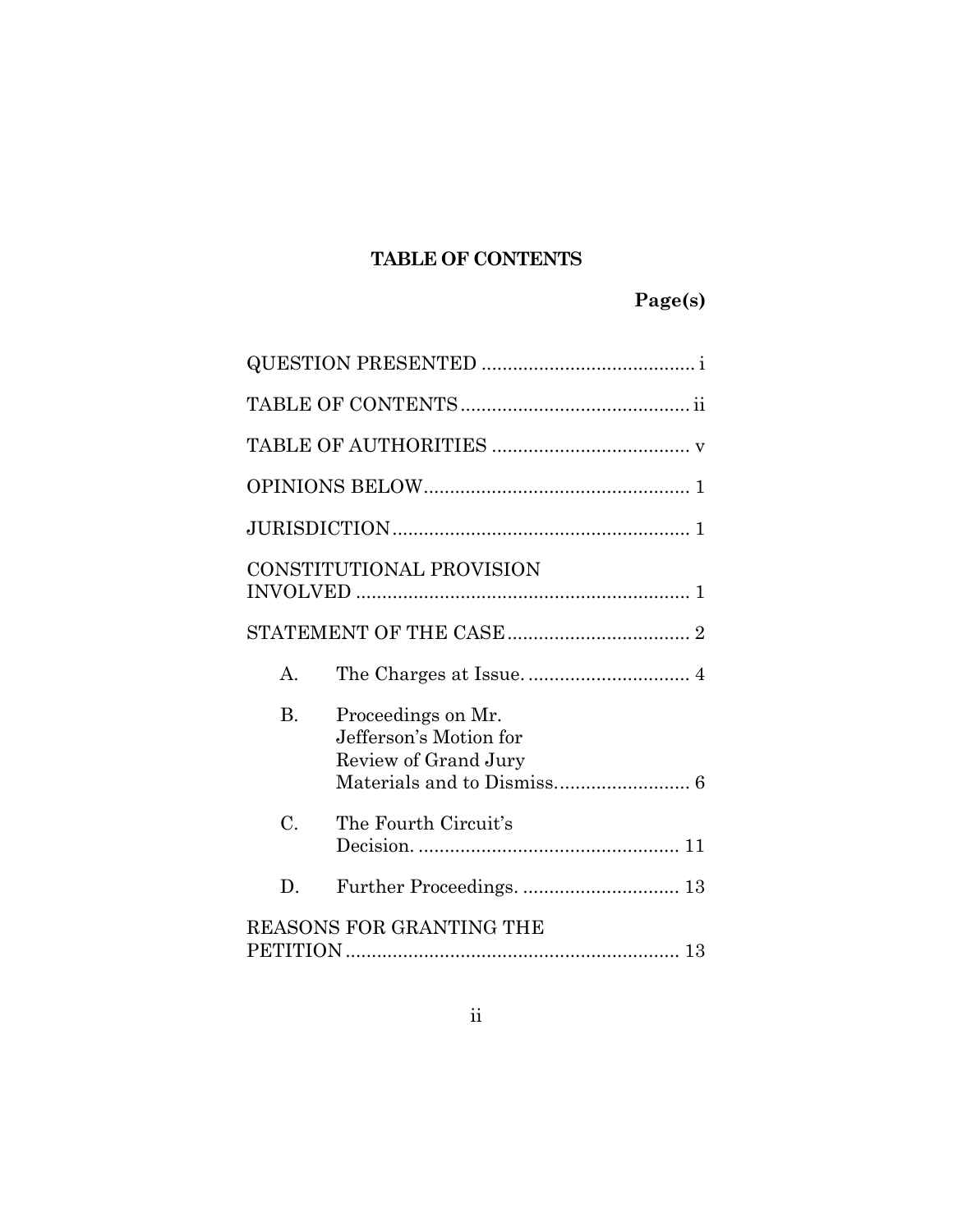## TABLE OF CONTENTS

| | Page(s) |
|---|---|
| QUESTION PRESENTED | i |
| TABLE OF CONTENTS | ii |
| TABLE OF AUTHORITIES | v |
| OPINIONS BELOW | 1 |
| JURISDICTION | 1 |
| CONSTITUTIONAL PROVISION INVOLVED | 1 |
| STATEMENT OF THE CASE | 2 |
| A. The Charges at Issue. | 4 |
| B. Proceedings on Mr. Jefferson's Motion for Review of Grand Jury Materials and to Dismiss. | 6 |
| C. The Fourth Circuit's Decision. | 11 |
| D. Further Proceedings. | 13 |
| REASONS FOR GRANTING THE PETITION | 13 |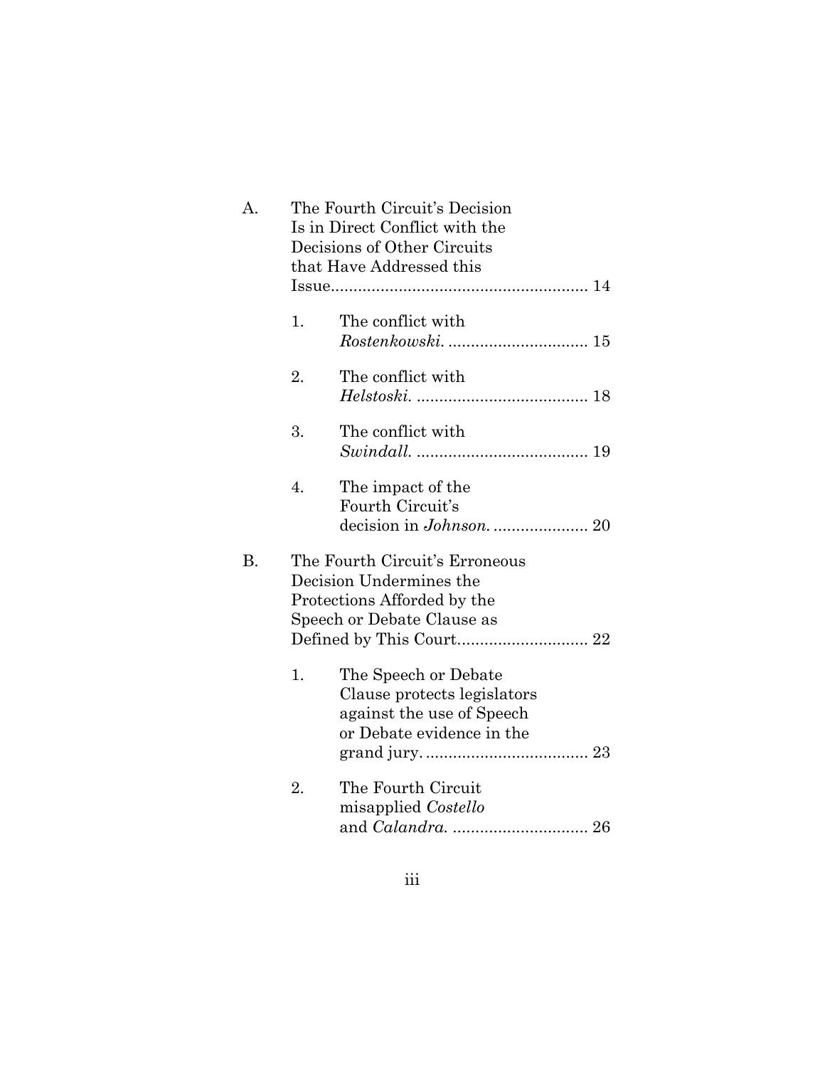A. The Fourth Circuit's Decision Is in Direct Conflict with the Decisions of Other Circuits that Have Addressed this Issue........................................................ 14

   1. The conflict with *Rostenkowski*. ............................... 15

   2. The conflict with *Helstoski*. ...................................... 18

   3. The conflict with *Swindall*. ...................................... 19

   4. The impact of the Fourth Circuit's decision in *Johnson*. ..................... 20

B. The Fourth Circuit's Erroneous Decision Undermines the Protections Afforded by the Speech or Debate Clause as Defined by This Court............................ 22

   1. The Speech or Debate Clause protects legislators against the use of Speech or Debate evidence in the grand jury. .................................... 23

   2. The Fourth Circuit misapplied *Costello* and *Calandra*. .............................. 26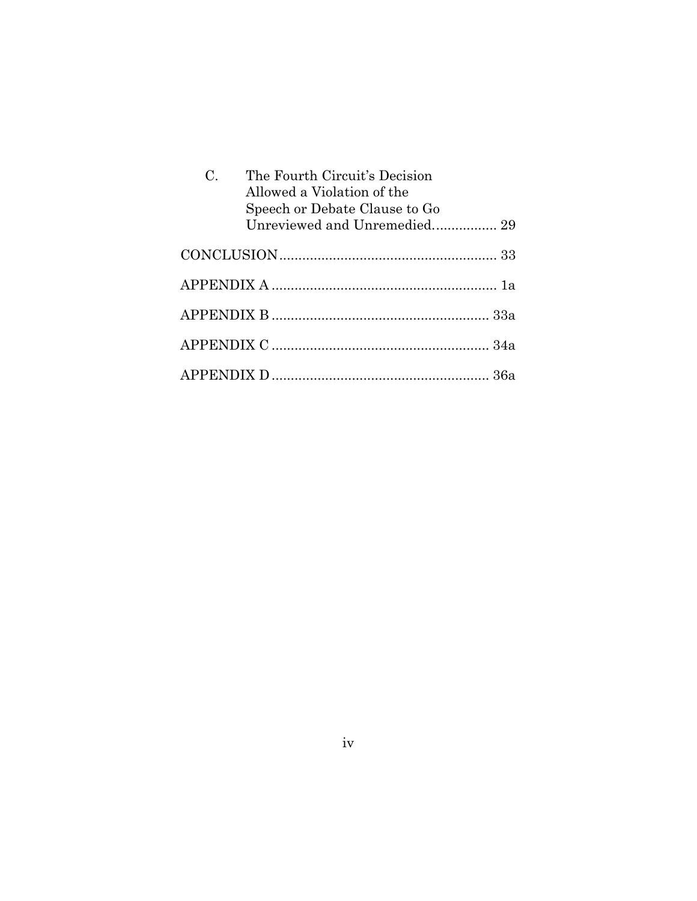C. The Fourth Circuit's Decision Allowed a Violation of the Speech or Debate Clause to Go Unreviewed and Unremedied................ 29

CONCLUSION........................................................ 33

APPENDIX A .......................................................... 1a

APPENDIX B ........................................................ 33a

APPENDIX C ........................................................ 34a

APPENDIX D ........................................................ 36a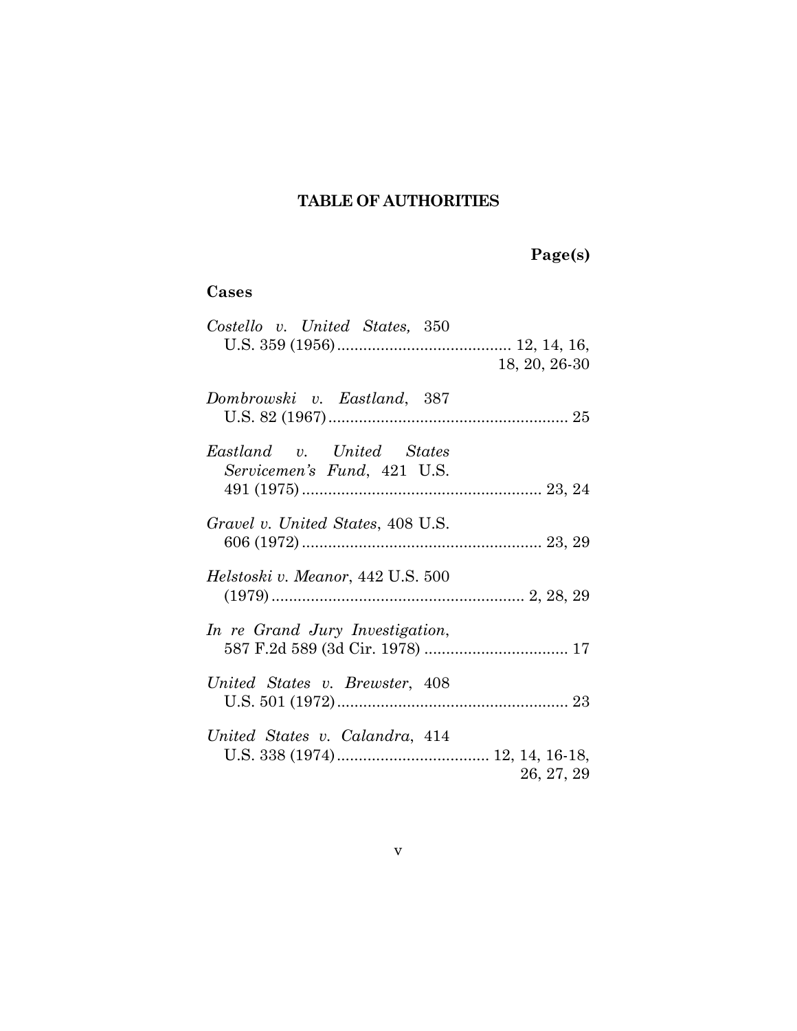## TABLE OF AUTHORITIES

**Page(s)**

### Cases

*Costello v. United States,* 350 U.S. 359 (1956) ........................................ 12, 14, 16, 18, 20, 26-30

*Dombrowski v. Eastland*, 387 U.S. 82 (1967) ........................................................ 25

*Eastland v. United States Servicemen's Fund*, 421 U.S. 491 (1975) ........................................................ 23, 24

*Gravel v. United States*, 408 U.S. 606 (1972) ........................................................ 23, 29

*Helstoski v. Meanor*, 442 U.S. 500 (1979) ........................................................... 2, 28, 29

*In re Grand Jury Investigation*, 587 F.2d 589 (3d Cir. 1978) ................................. 17

*United States v. Brewster*, 408 U.S. 501 (1972) ..................................................... 23

*United States v. Calandra*, 414 U.S. 338 (1974) ................................... 12, 14, 16-18, 26, 27, 29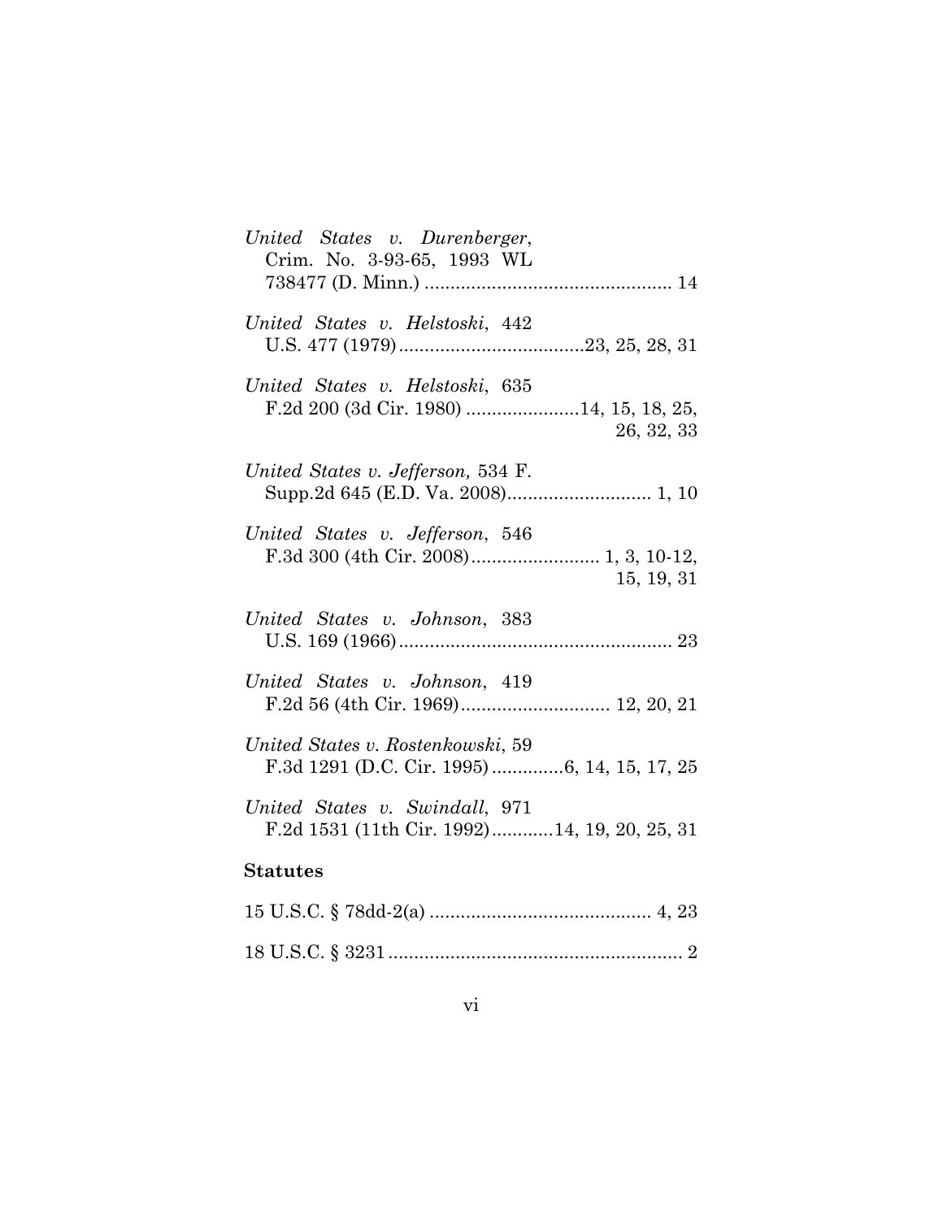*United States v. Durenberger*, Crim. No. 3-93-65, 1993 WL 738477 (D. Minn.) ................................................ 14

*United States v. Helstoski*, 442 U.S. 477 (1979) ....................................23, 25, 28, 31

*United States v. Helstoski*, 635 F.2d 200 (3d Cir. 1980) ......................14, 15, 18, 25, 26, 32, 33

*United States v. Jefferson,* 534 F. Supp.2d 645 (E.D. Va. 2008)............................ 1, 10

*United States v. Jefferson*, 546 F.3d 300 (4th Cir. 2008)......................... 1, 3, 10-12, 15, 19, 31

*United States v. Johnson*, 383 U.S. 169 (1966) ..................................................... 23

*United States v. Johnson*, 419 F.2d 56 (4th Cir. 1969)............................. 12, 20, 21

*United States v. Rostenkowski*, 59 F.3d 1291 (D.C. Cir. 1995) .............6, 14, 15, 17, 25

*United States v. Swindall*, 971 F.2d 1531 (11th Cir. 1992)............14, 19, 20, 25, 31

**Statutes**

15 U.S.C. § 78dd-2(a) ........................................... 4, 23

18 U.S.C. § 3231 ......................................................... 2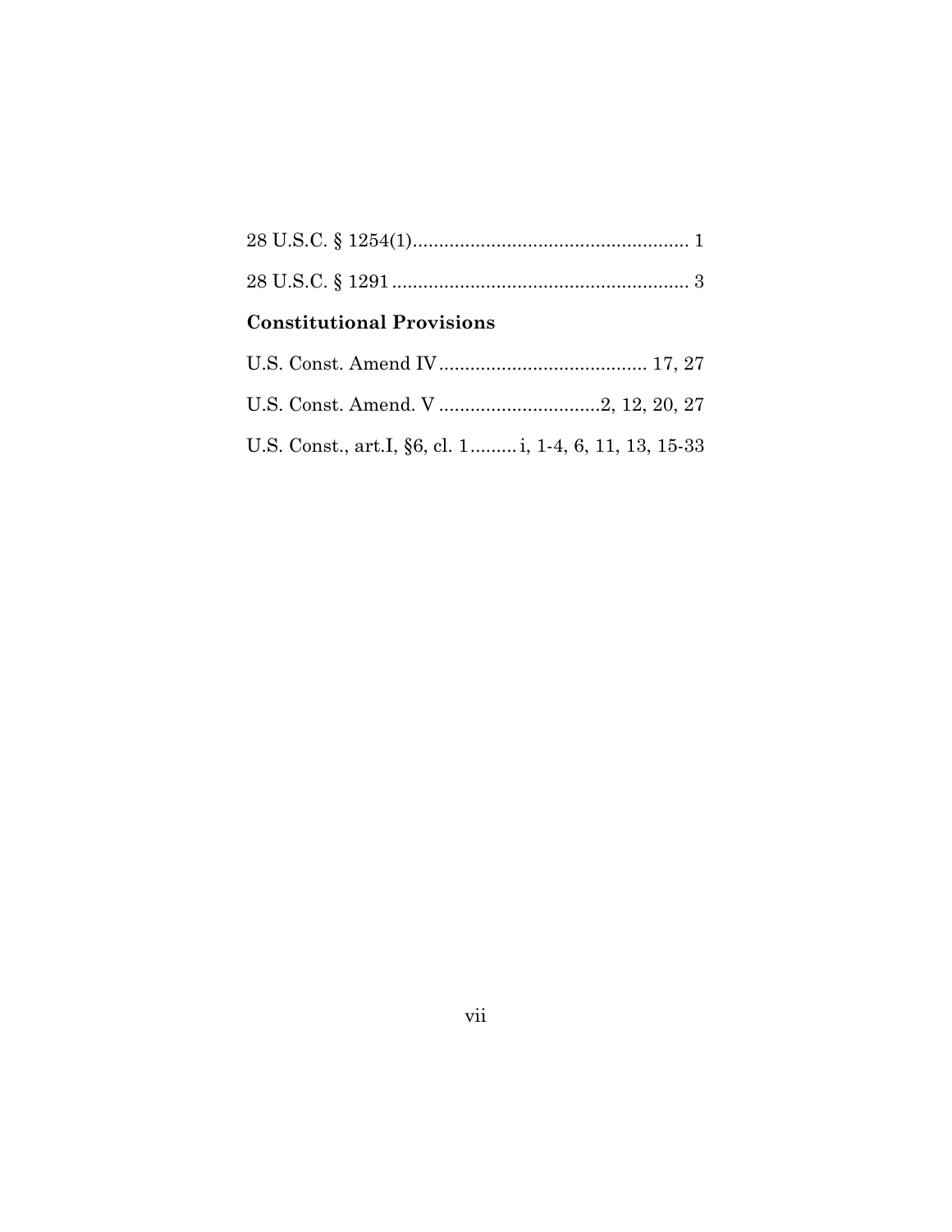28 U.S.C. § 1254(1)..................................................... 1

28 U.S.C. § 1291......................................................... 3

**Constitutional Provisions**

U.S. Const. Amend IV........................................ 17, 27

U.S. Const. Amend. V ...............................2, 12, 20, 27

U.S. Const., art.I, §6, cl. 1.........i, 1-4, 6, 11, 13, 15-33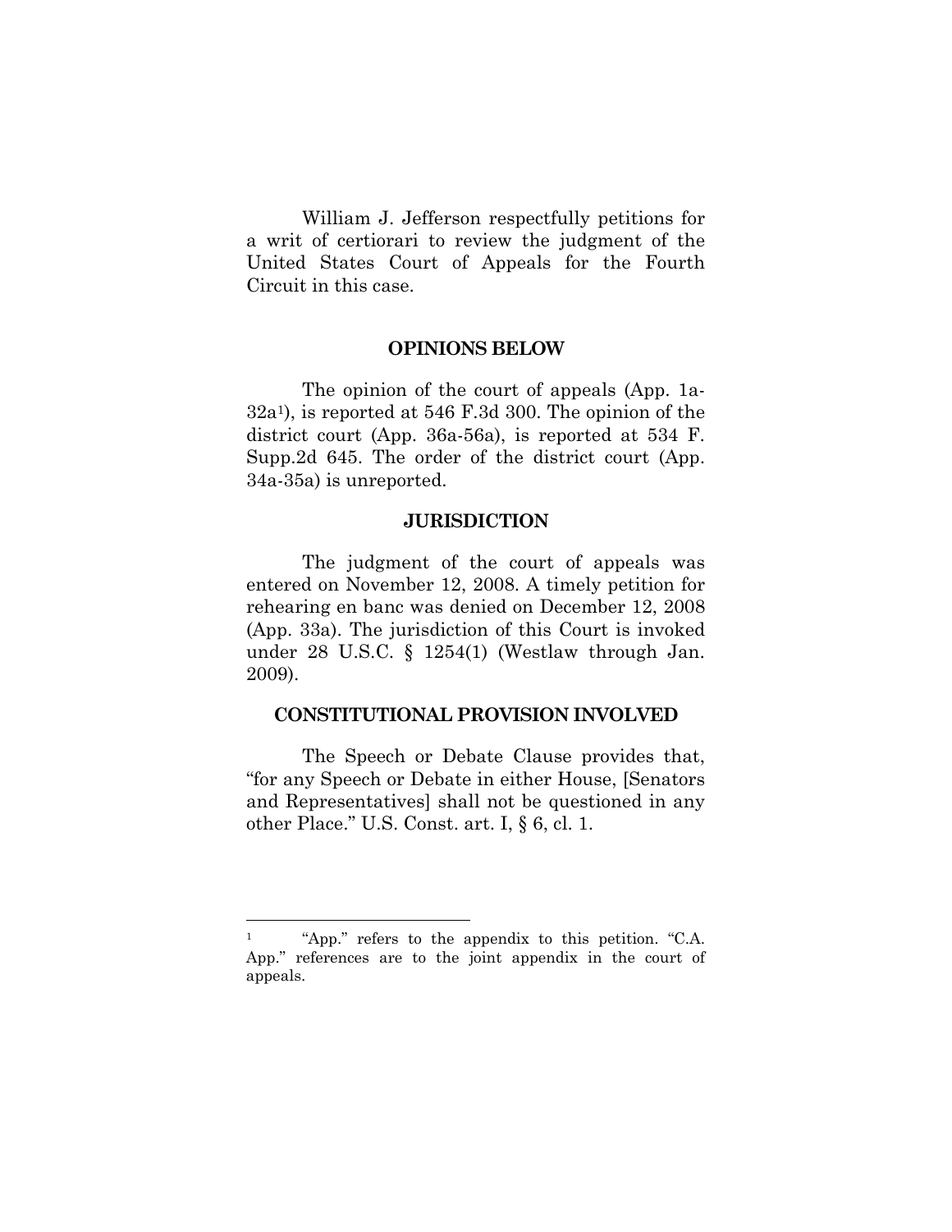William J. Jefferson respectfully petitions for a writ of certiorari to review the judgment of the United States Court of Appeals for the Fourth Circuit in this case.

## OPINIONS BELOW

The opinion of the court of appeals (App. 1a-32a[1]), is reported at 546 F.3d 300. The opinion of the district court (App. 36a-56a), is reported at 534 F. Supp.2d 645. The order of the district court (App. 34a-35a) is unreported.

## JURISDICTION

The judgment of the court of appeals was entered on November 12, 2008. A timely petition for rehearing en banc was denied on December 12, 2008 (App. 33a). The jurisdiction of this Court is invoked under 28 U.S.C. § 1254(1) (Westlaw through Jan. 2009).

## CONSTITUTIONAL PROVISION INVOLVED

The Speech or Debate Clause provides that, "for any Speech or Debate in either House, [Senators and Representatives] shall not be questioned in any other Place." U.S. Const. art. I, § 6, cl. 1.

---

[1] "App." refers to the appendix to this petition. "C.A. App." references are to the joint appendix in the court of appeals.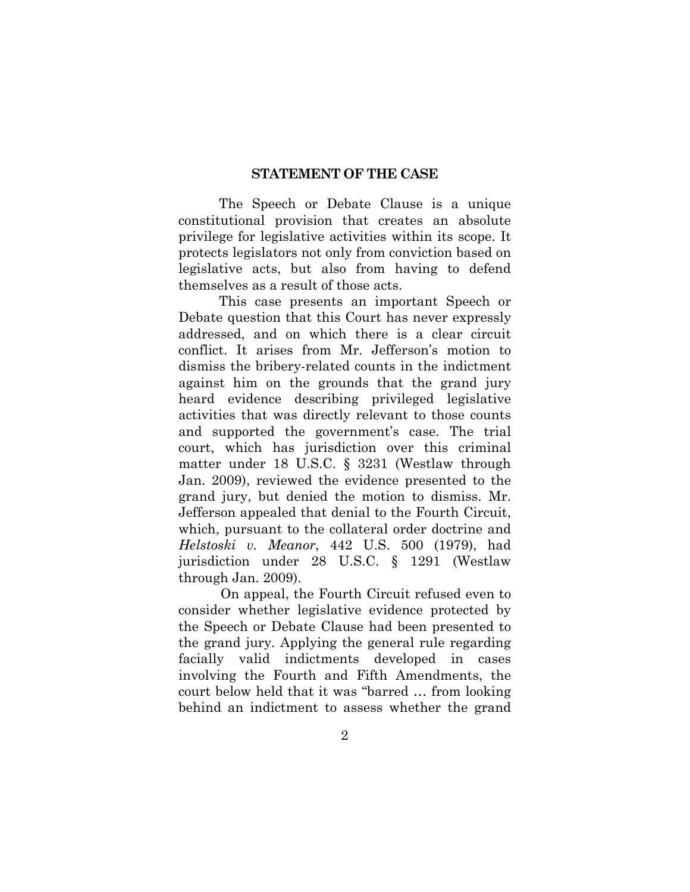## STATEMENT OF THE CASE

The Speech or Debate Clause is a unique constitutional provision that creates an absolute privilege for legislative activities within its scope. It protects legislators not only from conviction based on legislative acts, but also from having to defend themselves as a result of those acts.

This case presents an important Speech or Debate question that this Court has never expressly addressed, and on which there is a clear circuit conflict. It arises from Mr. Jefferson's motion to dismiss the bribery-related counts in the indictment against him on the grounds that the grand jury heard evidence describing privileged legislative activities that was directly relevant to those counts and supported the government's case. The trial court, which has jurisdiction over this criminal matter under 18 U.S.C. § 3231 (Westlaw through Jan. 2009), reviewed the evidence presented to the grand jury, but denied the motion to dismiss. Mr. Jefferson appealed that denial to the Fourth Circuit, which, pursuant to the collateral order doctrine and *Helstoski v. Meanor*, 442 U.S. 500 (1979), had jurisdiction under 28 U.S.C. § 1291 (Westlaw through Jan. 2009).

On appeal, the Fourth Circuit refused even to consider whether legislative evidence protected by the Speech or Debate Clause had been presented to the grand jury. Applying the general rule regarding facially valid indictments developed in cases involving the Fourth and Fifth Amendments, the court below held that it was "barred … from looking behind an indictment to assess whether the grand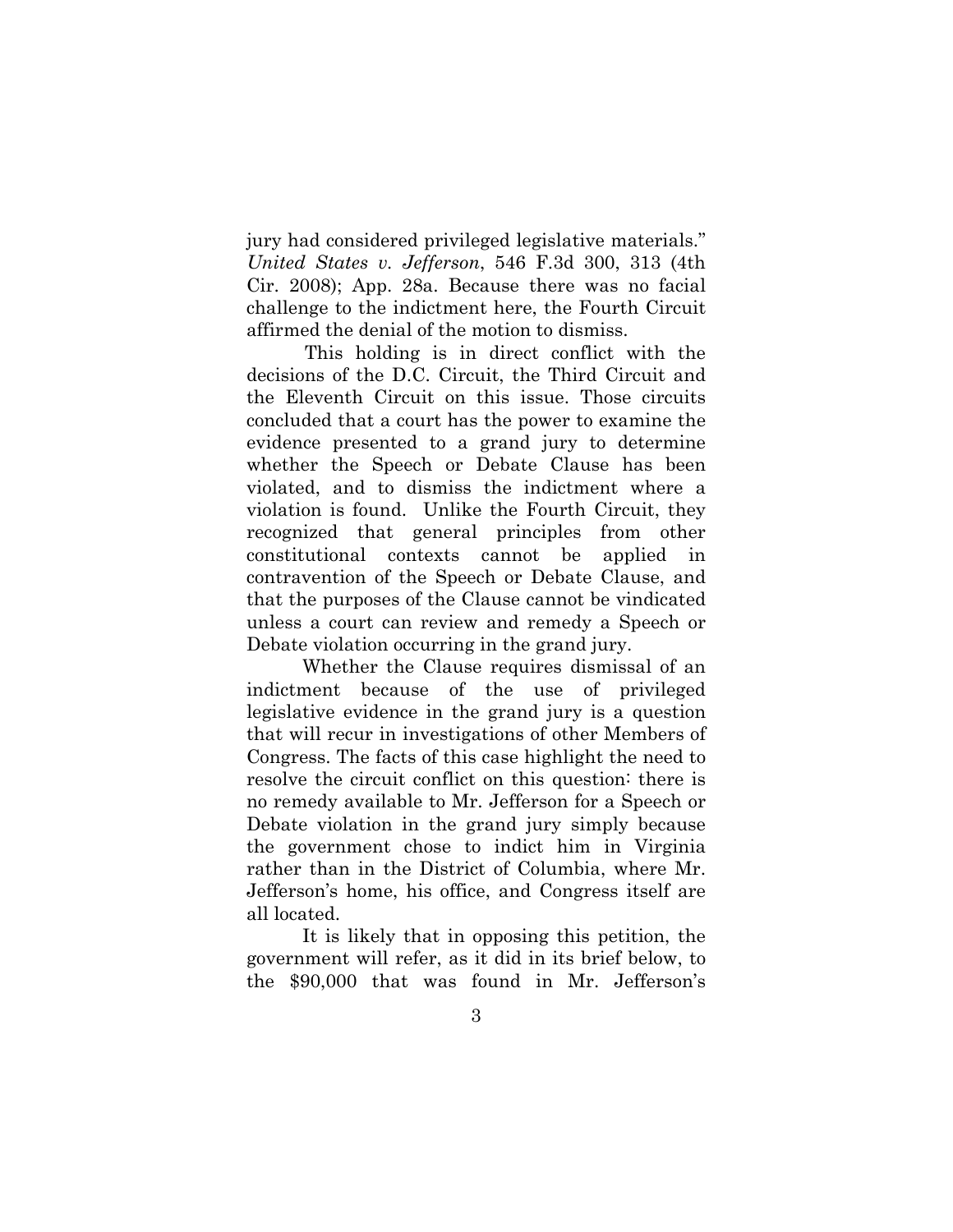jury had considered privileged legislative materials." *United States v. Jefferson*, 546 F.3d 300, 313 (4th Cir. 2008); App. 28a. Because there was no facial challenge to the indictment here, the Fourth Circuit affirmed the denial of the motion to dismiss.

This holding is in direct conflict with the decisions of the D.C. Circuit, the Third Circuit and the Eleventh Circuit on this issue. Those circuits concluded that a court has the power to examine the evidence presented to a grand jury to determine whether the Speech or Debate Clause has been violated, and to dismiss the indictment where a violation is found. Unlike the Fourth Circuit, they recognized that general principles from other constitutional contexts cannot be applied in contravention of the Speech or Debate Clause, and that the purposes of the Clause cannot be vindicated unless a court can review and remedy a Speech or Debate violation occurring in the grand jury.

Whether the Clause requires dismissal of an indictment because of the use of privileged legislative evidence in the grand jury is a question that will recur in investigations of other Members of Congress. The facts of this case highlight the need to resolve the circuit conflict on this question: there is no remedy available to Mr. Jefferson for a Speech or Debate violation in the grand jury simply because the government chose to indict him in Virginia rather than in the District of Columbia, where Mr. Jefferson's home, his office, and Congress itself are all located.

It is likely that in opposing this petition, the government will refer, as it did in its brief below, to the $90,000 that was found in Mr. Jefferson's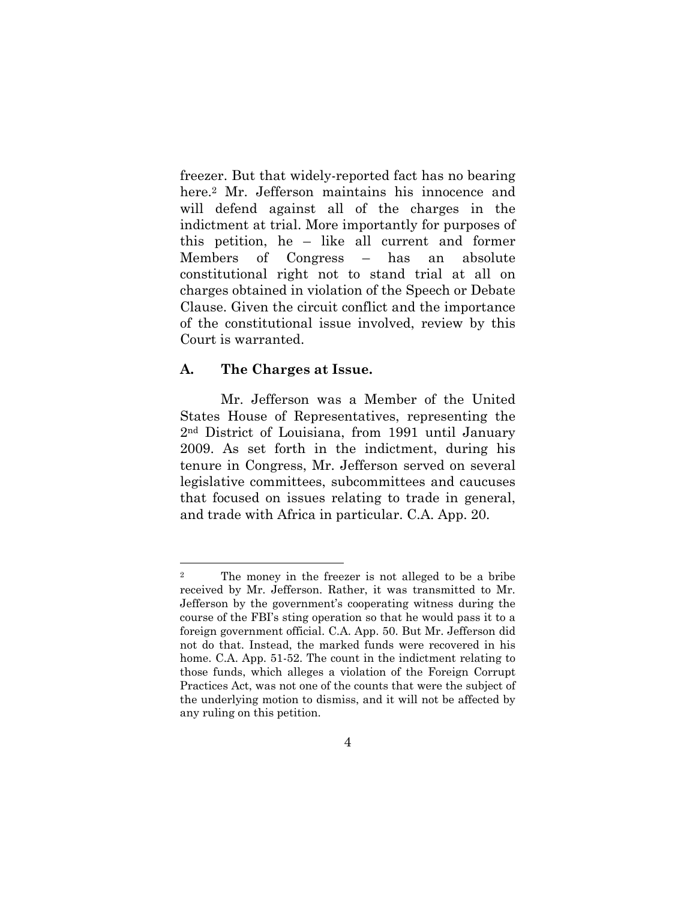freezer. But that widely-reported fact has no bearing here.[2] Mr. Jefferson maintains his innocence and will defend against all of the charges in the indictment at trial. More importantly for purposes of this petition, he – like all current and former Members of Congress – has an absolute constitutional right not to stand trial at all on charges obtained in violation of the Speech or Debate Clause. Given the circuit conflict and the importance of the constitutional issue involved, review by this Court is warranted.

### A. The Charges at Issue.

Mr. Jefferson was a Member of the United States House of Representatives, representing the 2nd District of Louisiana, from 1991 until January 2009. As set forth in the indictment, during his tenure in Congress, Mr. Jefferson served on several legislative committees, subcommittees and caucuses that focused on issues relating to trade in general, and trade with Africa in particular. C.A. App. 20.

---

[2] The money in the freezer is not alleged to be a bribe received by Mr. Jefferson. Rather, it was transmitted to Mr. Jefferson by the government's cooperating witness during the course of the FBI's sting operation so that he would pass it to a foreign government official. C.A. App. 50. But Mr. Jefferson did not do that. Instead, the marked funds were recovered in his home. C.A. App. 51-52. The count in the indictment relating to those funds, which alleges a violation of the Foreign Corrupt Practices Act, was not one of the counts that were the subject of the underlying motion to dismiss, and it will not be affected by any ruling on this petition.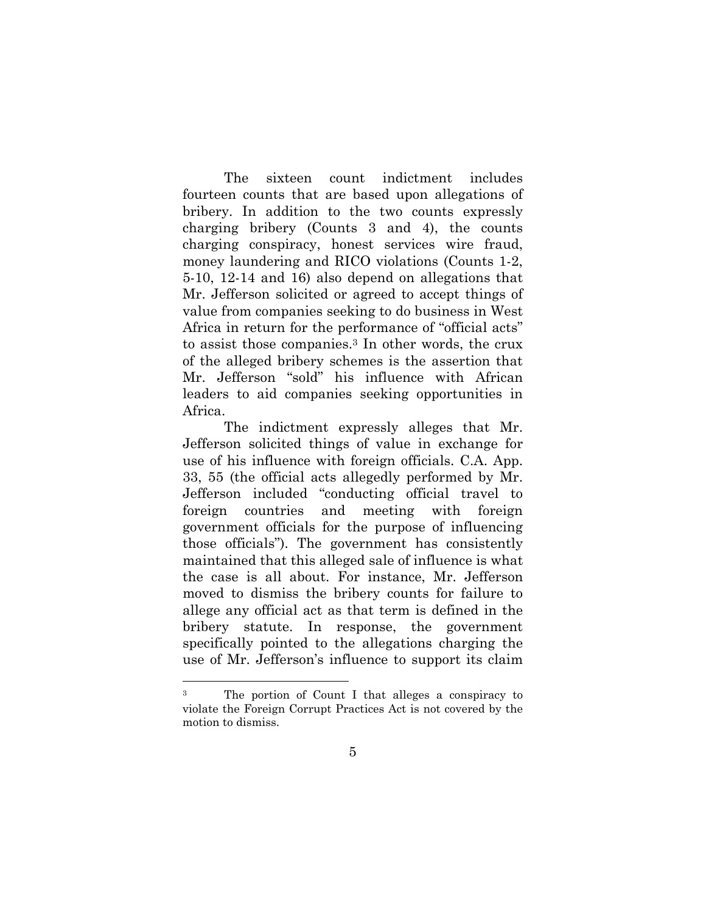The sixteen count indictment includes fourteen counts that are based upon allegations of bribery. In addition to the two counts expressly charging bribery (Counts 3 and 4), the counts charging conspiracy, honest services wire fraud, money laundering and RICO violations (Counts 1-2, 5-10, 12-14 and 16) also depend on allegations that Mr. Jefferson solicited or agreed to accept things of value from companies seeking to do business in West Africa in return for the performance of "official acts" to assist those companies.[3] In other words, the crux of the alleged bribery schemes is the assertion that Mr. Jefferson "sold" his influence with African leaders to aid companies seeking opportunities in Africa.

The indictment expressly alleges that Mr. Jefferson solicited things of value in exchange for use of his influence with foreign officials. C.A. App. 33, 55 (the official acts allegedly performed by Mr. Jefferson included "conducting official travel to foreign countries and meeting with foreign government officials for the purpose of influencing those officials"). The government has consistently maintained that this alleged sale of influence is what the case is all about. For instance, Mr. Jefferson moved to dismiss the bribery counts for failure to allege any official act as that term is defined in the bribery statute. In response, the government specifically pointed to the allegations charging the use of Mr. Jefferson's influence to support its claim

---

[3] The portion of Count I that alleges a conspiracy to violate the Foreign Corrupt Practices Act is not covered by the motion to dismiss.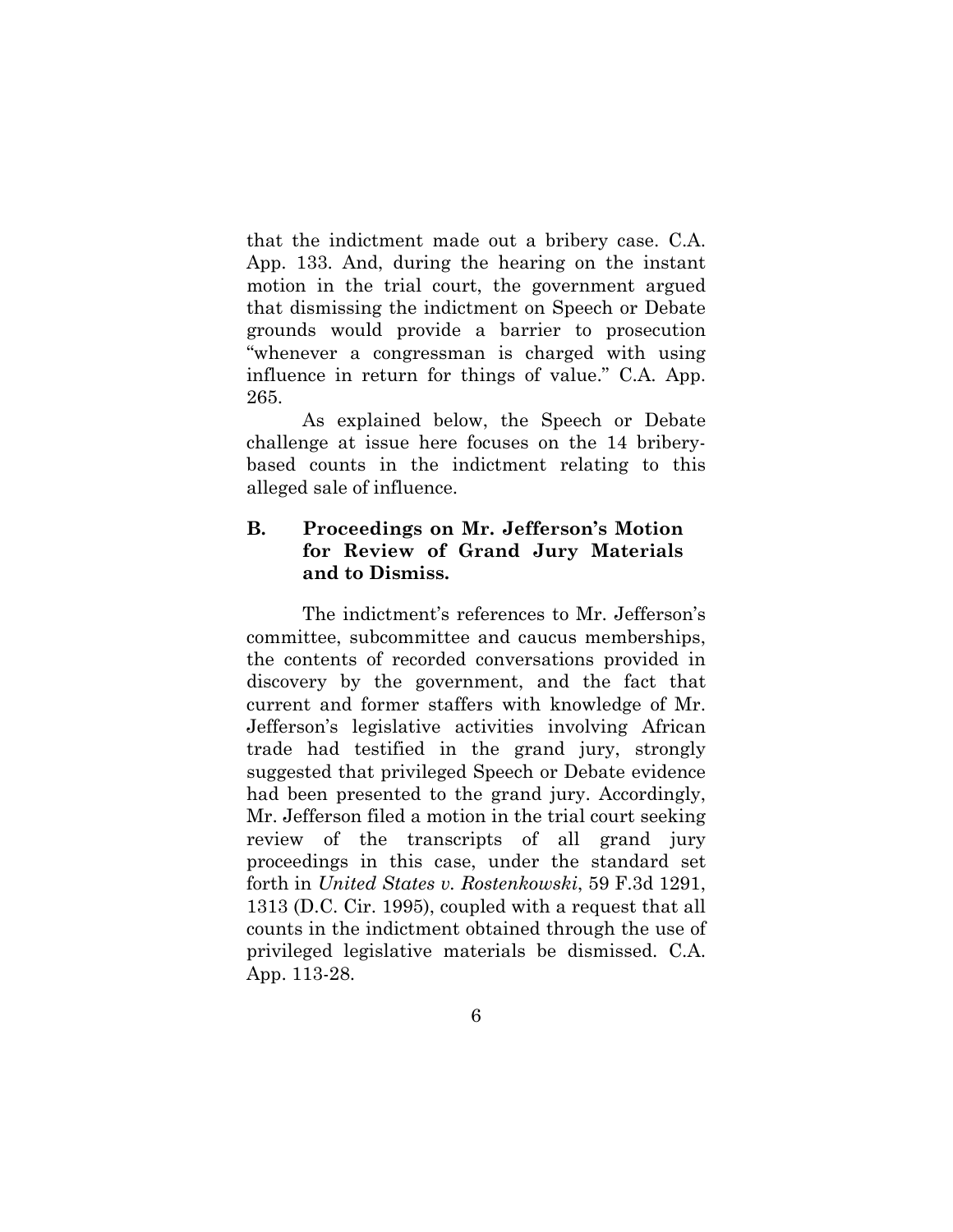that the indictment made out a bribery case. C.A. App. 133. And, during the hearing on the instant motion in the trial court, the government argued that dismissing the indictment on Speech or Debate grounds would provide a barrier to prosecution "whenever a congressman is charged with using influence in return for things of value." C.A. App. 265.

As explained below, the Speech or Debate challenge at issue here focuses on the 14 bribery-based counts in the indictment relating to this alleged sale of influence.

### B. Proceedings on Mr. Jefferson's Motion for Review of Grand Jury Materials and to Dismiss.

The indictment's references to Mr. Jefferson's committee, subcommittee and caucus memberships, the contents of recorded conversations provided in discovery by the government, and the fact that current and former staffers with knowledge of Mr. Jefferson's legislative activities involving African trade had testified in the grand jury, strongly suggested that privileged Speech or Debate evidence had been presented to the grand jury. Accordingly, Mr. Jefferson filed a motion in the trial court seeking review of the transcripts of all grand jury proceedings in this case, under the standard set forth in *United States v. Rostenkowski*, 59 F.3d 1291, 1313 (D.C. Cir. 1995), coupled with a request that all counts in the indictment obtained through the use of privileged legislative materials be dismissed. C.A. App. 113-28.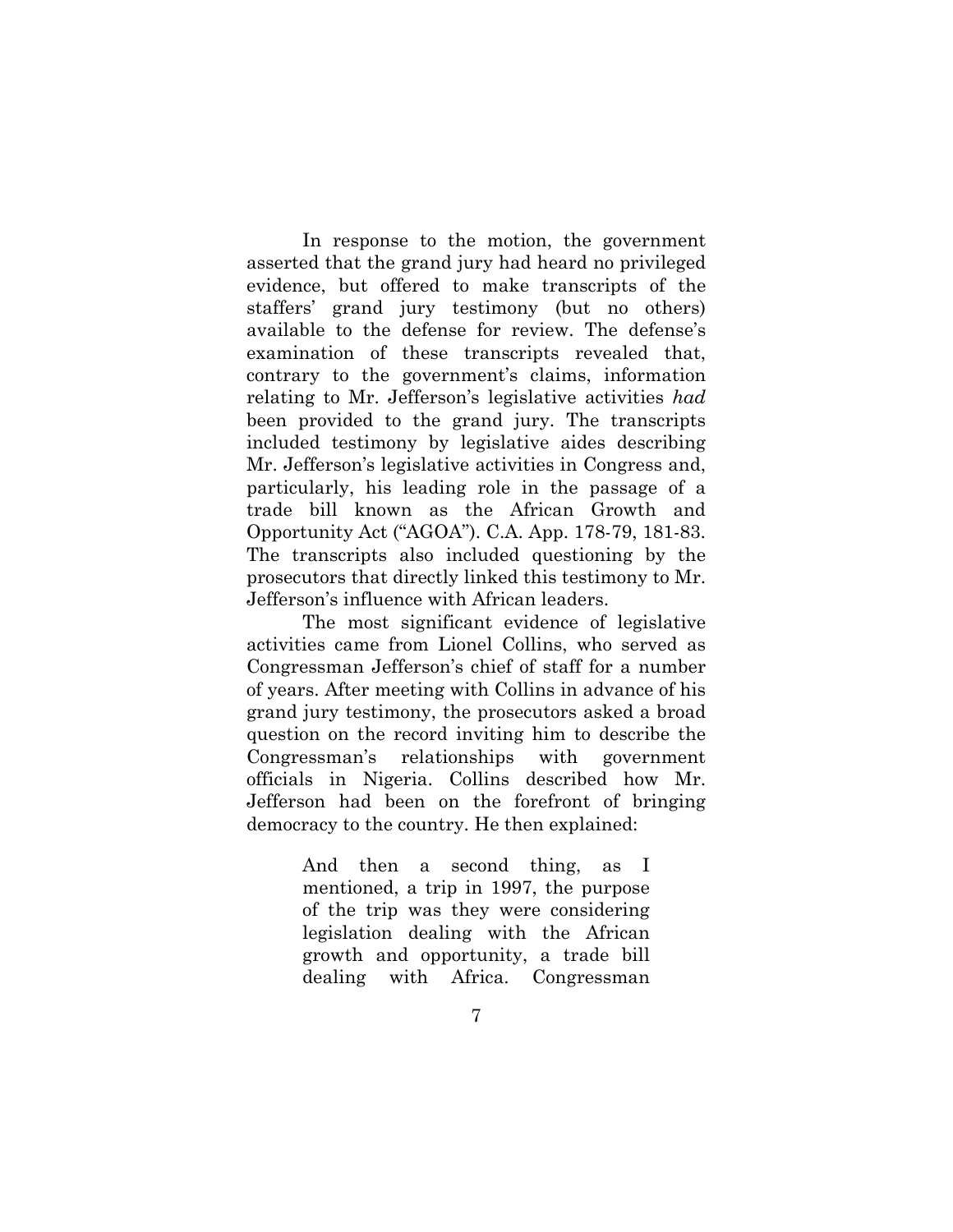In response to the motion, the government asserted that the grand jury had heard no privileged evidence, but offered to make transcripts of the staffers' grand jury testimony (but no others) available to the defense for review. The defense's examination of these transcripts revealed that, contrary to the government's claims, information relating to Mr. Jefferson's legislative activities *had* been provided to the grand jury. The transcripts included testimony by legislative aides describing Mr. Jefferson's legislative activities in Congress and, particularly, his leading role in the passage of a trade bill known as the African Growth and Opportunity Act ("AGOA"). C.A. App. 178-79, 181-83. The transcripts also included questioning by the prosecutors that directly linked this testimony to Mr. Jefferson's influence with African leaders.

The most significant evidence of legislative activities came from Lionel Collins, who served as Congressman Jefferson's chief of staff for a number of years. After meeting with Collins in advance of his grand jury testimony, the prosecutors asked a broad question on the record inviting him to describe the Congressman's relationships with government officials in Nigeria. Collins described how Mr. Jefferson had been on the forefront of bringing democracy to the country. He then explained:

> And then a second thing, as I mentioned, a trip in 1997, the purpose of the trip was they were considering legislation dealing with the African growth and opportunity, a trade bill dealing with Africa. Congressman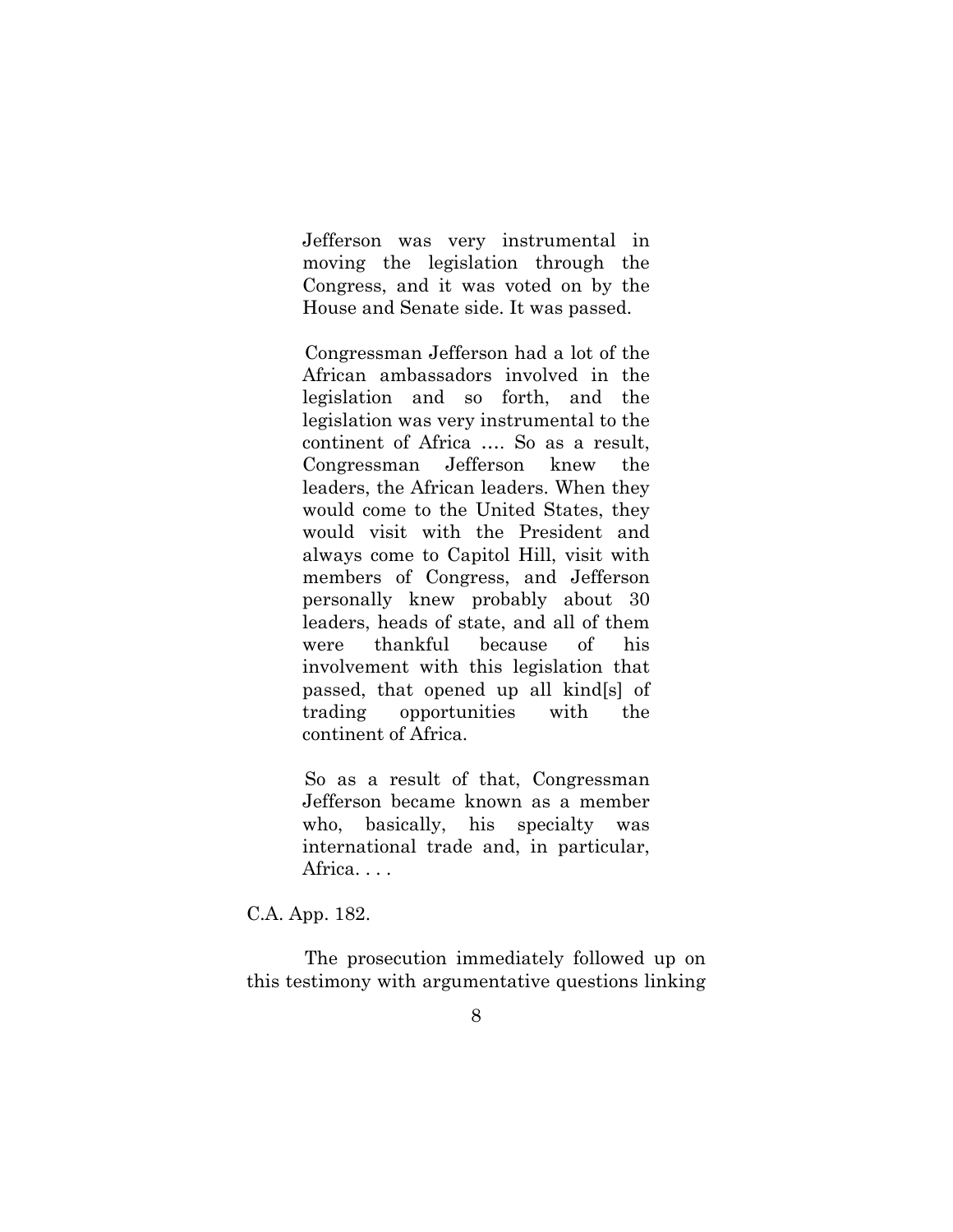> Jefferson was very instrumental in moving the legislation through the Congress, and it was voted on by the House and Senate side. It was passed.
>
> Congressman Jefferson had a lot of the African ambassadors involved in the legislation and so forth, and the legislation was very instrumental to the continent of Africa …. So as a result, Congressman Jefferson knew the leaders, the African leaders. When they would come to the United States, they would visit with the President and always come to Capitol Hill, visit with members of Congress, and Jefferson personally knew probably about 30 leaders, heads of state, and all of them were thankful because of his involvement with this legislation that passed, that opened up all kind[s] of trading opportunities with the continent of Africa.
>
> So as a result of that, Congressman Jefferson became known as a member who, basically, his specialty was international trade and, in particular, Africa. . . .

C.A. App. 182.

The prosecution immediately followed up on this testimony with argumentative questions linking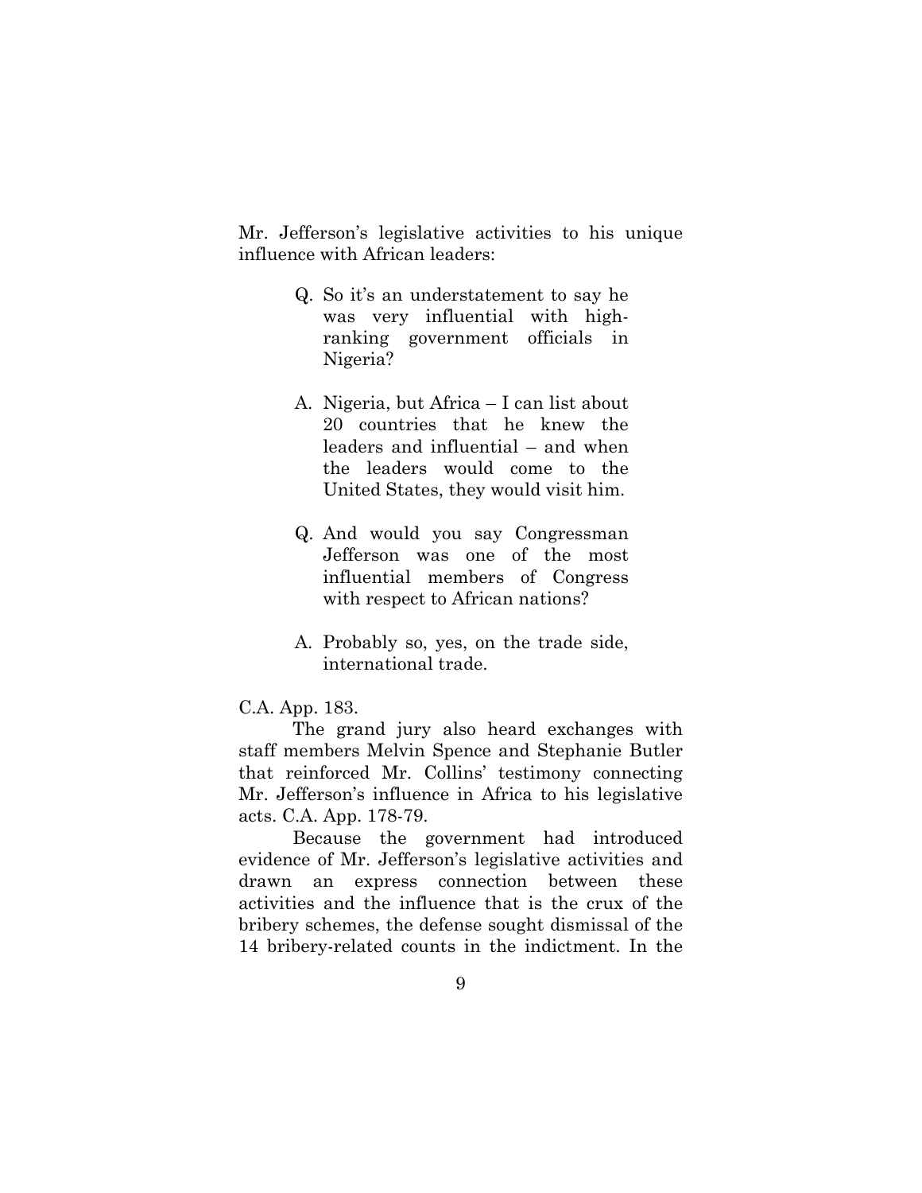Mr. Jefferson's legislative activities to his unique influence with African leaders:

> Q. So it's an understatement to say he was very influential with high-ranking government officials in Nigeria?
>
> A. Nigeria, but Africa – I can list about 20 countries that he knew the leaders and influential – and when the leaders would come to the United States, they would visit him.
>
> Q. And would you say Congressman Jefferson was one of the most influential members of Congress with respect to African nations?
>
> A. Probably so, yes, on the trade side, international trade.

C.A. App. 183.

The grand jury also heard exchanges with staff members Melvin Spence and Stephanie Butler that reinforced Mr. Collins' testimony connecting Mr. Jefferson's influence in Africa to his legislative acts. C.A. App. 178-79.

Because the government had introduced evidence of Mr. Jefferson's legislative activities and drawn an express connection between these activities and the influence that is the crux of the bribery schemes, the defense sought dismissal of the 14 bribery-related counts in the indictment. In the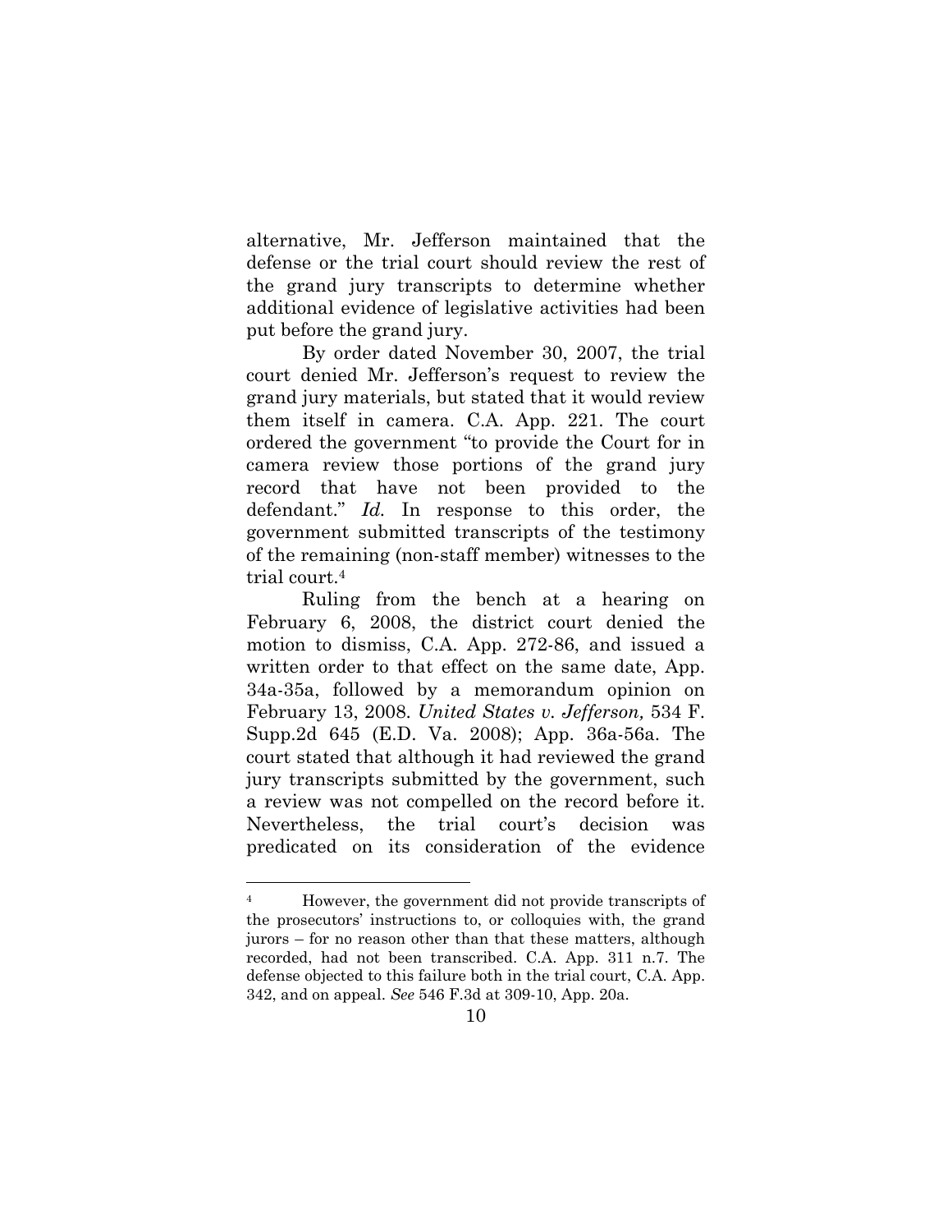alternative, Mr. Jefferson maintained that the defense or the trial court should review the rest of the grand jury transcripts to determine whether additional evidence of legislative activities had been put before the grand jury.

By order dated November 30, 2007, the trial court denied Mr. Jefferson's request to review the grand jury materials, but stated that it would review them itself in camera. C.A. App. 221. The court ordered the government "to provide the Court for in camera review those portions of the grand jury record that have not been provided to the defendant." *Id.* In response to this order, the government submitted transcripts of the testimony of the remaining (non-staff member) witnesses to the trial court.[4]

Ruling from the bench at a hearing on February 6, 2008, the district court denied the motion to dismiss, C.A. App. 272-86, and issued a written order to that effect on the same date, App. 34a-35a, followed by a memorandum opinion on February 13, 2008. *United States v. Jefferson,* 534 F. Supp.2d 645 (E.D. Va. 2008); App. 36a-56a. The court stated that although it had reviewed the grand jury transcripts submitted by the government, such a review was not compelled on the record before it. Nevertheless, the trial court's decision was predicated on its consideration of the evidence

---

[4] However, the government did not provide transcripts of the prosecutors' instructions to, or colloquies with, the grand jurors – for no reason other than that these matters, although recorded, had not been transcribed. C.A. App. 311 n.7. The defense objected to this failure both in the trial court, C.A. App. 342, and on appeal. *See* 546 F.3d at 309-10, App. 20a.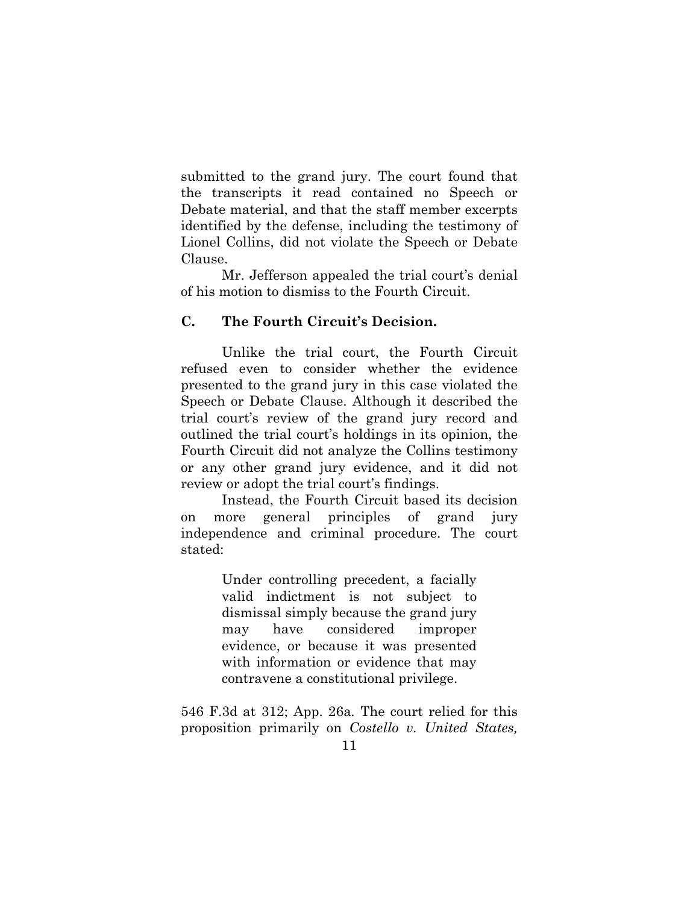submitted to the grand jury. The court found that the transcripts it read contained no Speech or Debate material, and that the staff member excerpts identified by the defense, including the testimony of Lionel Collins, did not violate the Speech or Debate Clause.

Mr. Jefferson appealed the trial court's denial of his motion to dismiss to the Fourth Circuit.

### C. The Fourth Circuit's Decision.

Unlike the trial court, the Fourth Circuit refused even to consider whether the evidence presented to the grand jury in this case violated the Speech or Debate Clause. Although it described the trial court's review of the grand jury record and outlined the trial court's holdings in its opinion, the Fourth Circuit did not analyze the Collins testimony or any other grand jury evidence, and it did not review or adopt the trial court's findings.

Instead, the Fourth Circuit based its decision on more general principles of grand jury independence and criminal procedure. The court stated:

> Under controlling precedent, a facially valid indictment is not subject to dismissal simply because the grand jury may have considered improper evidence, or because it was presented with information or evidence that may contravene a constitutional privilege.

546 F.3d at 312; App. 26a. The court relied for this proposition primarily on *Costello v. United States,*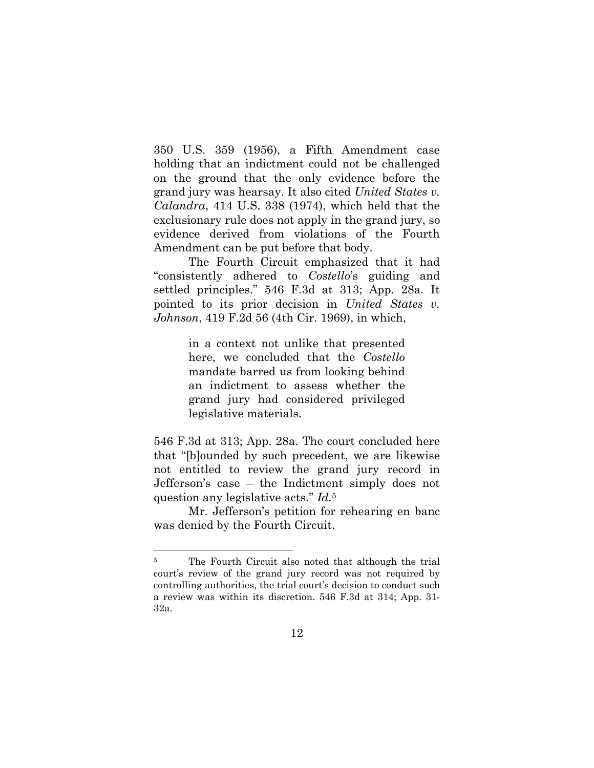350 U.S. 359 (1956), a Fifth Amendment case holding that an indictment could not be challenged on the ground that the only evidence before the grand jury was hearsay. It also cited *United States v. Calandra*, 414 U.S. 338 (1974), which held that the exclusionary rule does not apply in the grand jury, so evidence derived from violations of the Fourth Amendment can be put before that body.

The Fourth Circuit emphasized that it had "consistently adhered to *Costello*'s guiding and settled principles." 546 F.3d at 313; App. 28a. It pointed to its prior decision in *United States v. Johnson*, 419 F.2d 56 (4th Cir. 1969), in which,

> in a context not unlike that presented here, we concluded that the *Costello* mandate barred us from looking behind an indictment to assess whether the grand jury had considered privileged legislative materials.

546 F.3d at 313; App. 28a. The court concluded here that "[b]ounded by such precedent, we are likewise not entitled to review the grand jury record in Jefferson's case – the Indictment simply does not question any legislative acts." *Id.*[5]

Mr. Jefferson's petition for rehearing en banc was denied by the Fourth Circuit.

---

[5] The Fourth Circuit also noted that although the trial court's review of the grand jury record was not required by controlling authorities, the trial court's decision to conduct such a review was within its discretion. 546 F.3d at 314; App. 31-32a.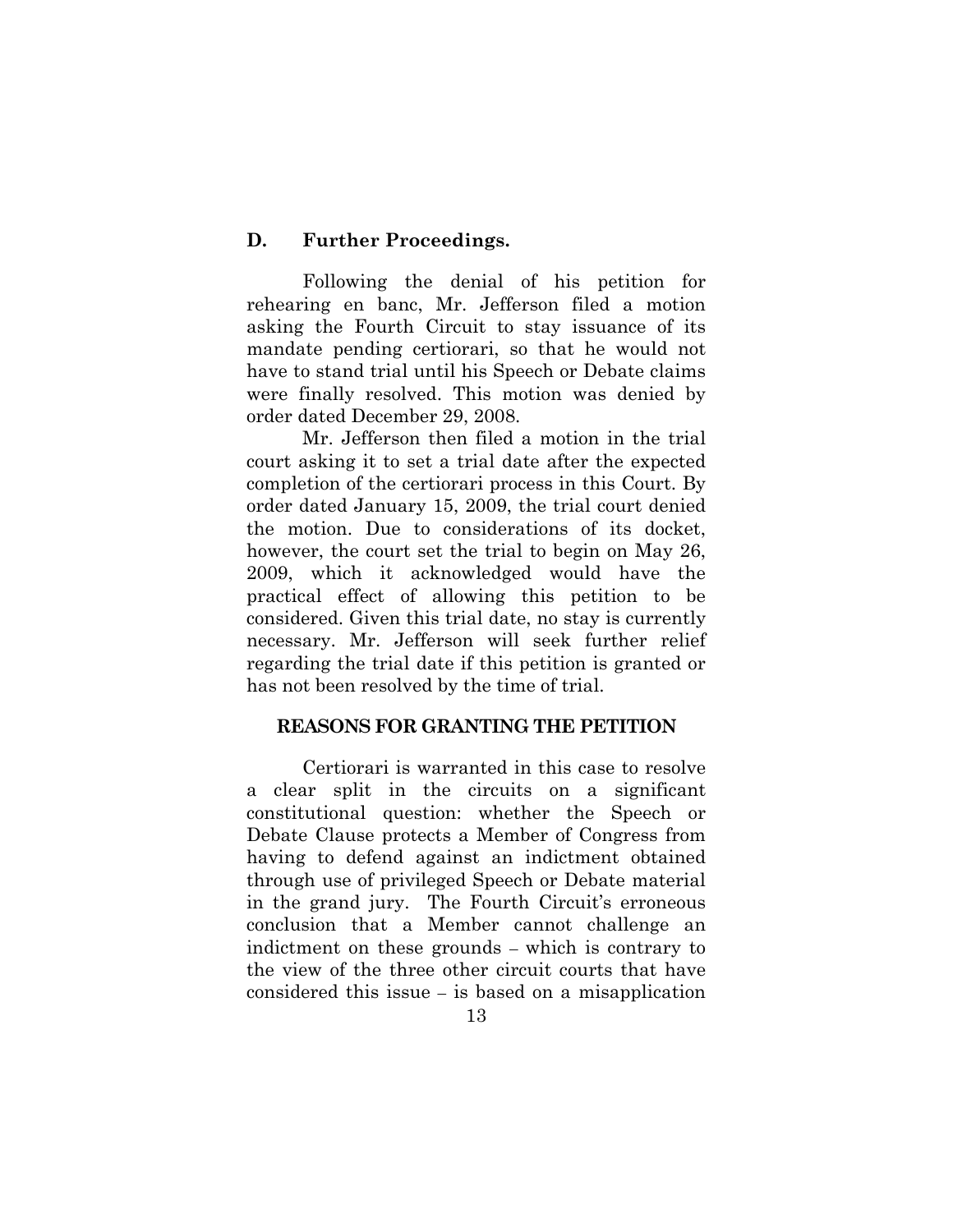### D. Further Proceedings.

Following the denial of his petition for rehearing en banc, Mr. Jefferson filed a motion asking the Fourth Circuit to stay issuance of its mandate pending certiorari, so that he would not have to stand trial until his Speech or Debate claims were finally resolved. This motion was denied by order dated December 29, 2008.

Mr. Jefferson then filed a motion in the trial court asking it to set a trial date after the expected completion of the certiorari process in this Court. By order dated January 15, 2009, the trial court denied the motion. Due to considerations of its docket, however, the court set the trial to begin on May 26, 2009, which it acknowledged would have the practical effect of allowing this petition to be considered. Given this trial date, no stay is currently necessary. Mr. Jefferson will seek further relief regarding the trial date if this petition is granted or has not been resolved by the time of trial.

## REASONS FOR GRANTING THE PETITION

Certiorari is warranted in this case to resolve a clear split in the circuits on a significant constitutional question: whether the Speech or Debate Clause protects a Member of Congress from having to defend against an indictment obtained through use of privileged Speech or Debate material in the grand jury. The Fourth Circuit's erroneous conclusion that a Member cannot challenge an indictment on these grounds – which is contrary to the view of the three other circuit courts that have considered this issue – is based on a misapplication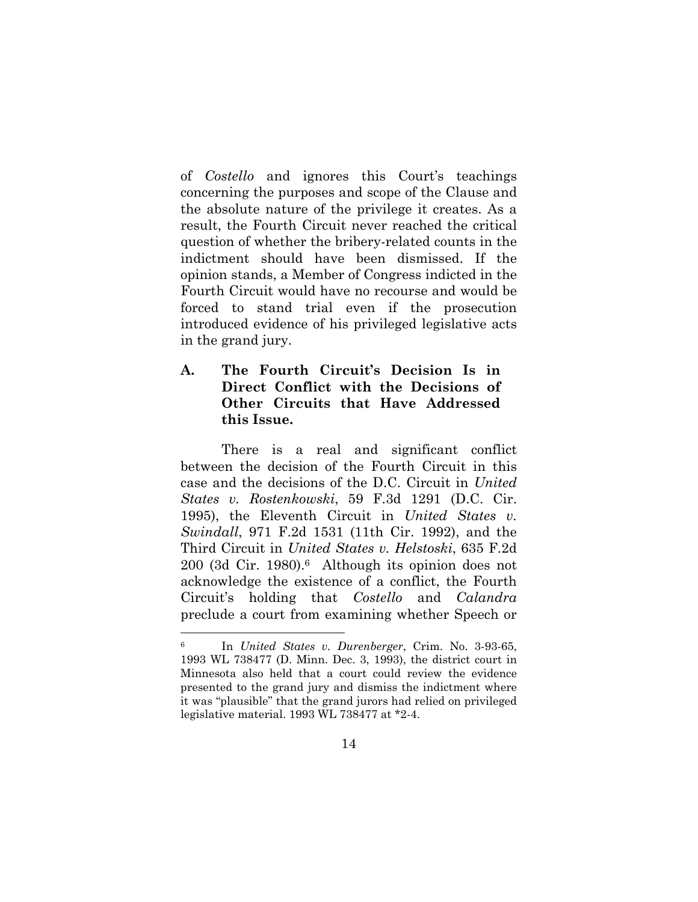of *Costello* and ignores this Court's teachings concerning the purposes and scope of the Clause and the absolute nature of the privilege it creates. As a result, the Fourth Circuit never reached the critical question of whether the bribery-related counts in the indictment should have been dismissed. If the opinion stands, a Member of Congress indicted in the Fourth Circuit would have no recourse and would be forced to stand trial even if the prosecution introduced evidence of his privileged legislative acts in the grand jury.

### A. The Fourth Circuit's Decision Is in Direct Conflict with the Decisions of Other Circuits that Have Addressed this Issue.

There is a real and significant conflict between the decision of the Fourth Circuit in this case and the decisions of the D.C. Circuit in *United States v. Rostenkowski*, 59 F.3d 1291 (D.C. Cir. 1995), the Eleventh Circuit in *United States v. Swindall*, 971 F.2d 1531 (11th Cir. 1992), and the Third Circuit in *United States v. Helstoski*, 635 F.2d 200 (3d Cir. 1980).[6] Although its opinion does not acknowledge the existence of a conflict, the Fourth Circuit's holding that *Costello* and *Calandra* preclude a court from examining whether Speech or

---

[6] In *United States v. Durenberger*, Crim. No. 3-93-65, 1993 WL 738477 (D. Minn. Dec. 3, 1993), the district court in Minnesota also held that a court could review the evidence presented to the grand jury and dismiss the indictment where it was "plausible" that the grand jurors had relied on privileged legislative material. 1993 WL 738477 at *2-4.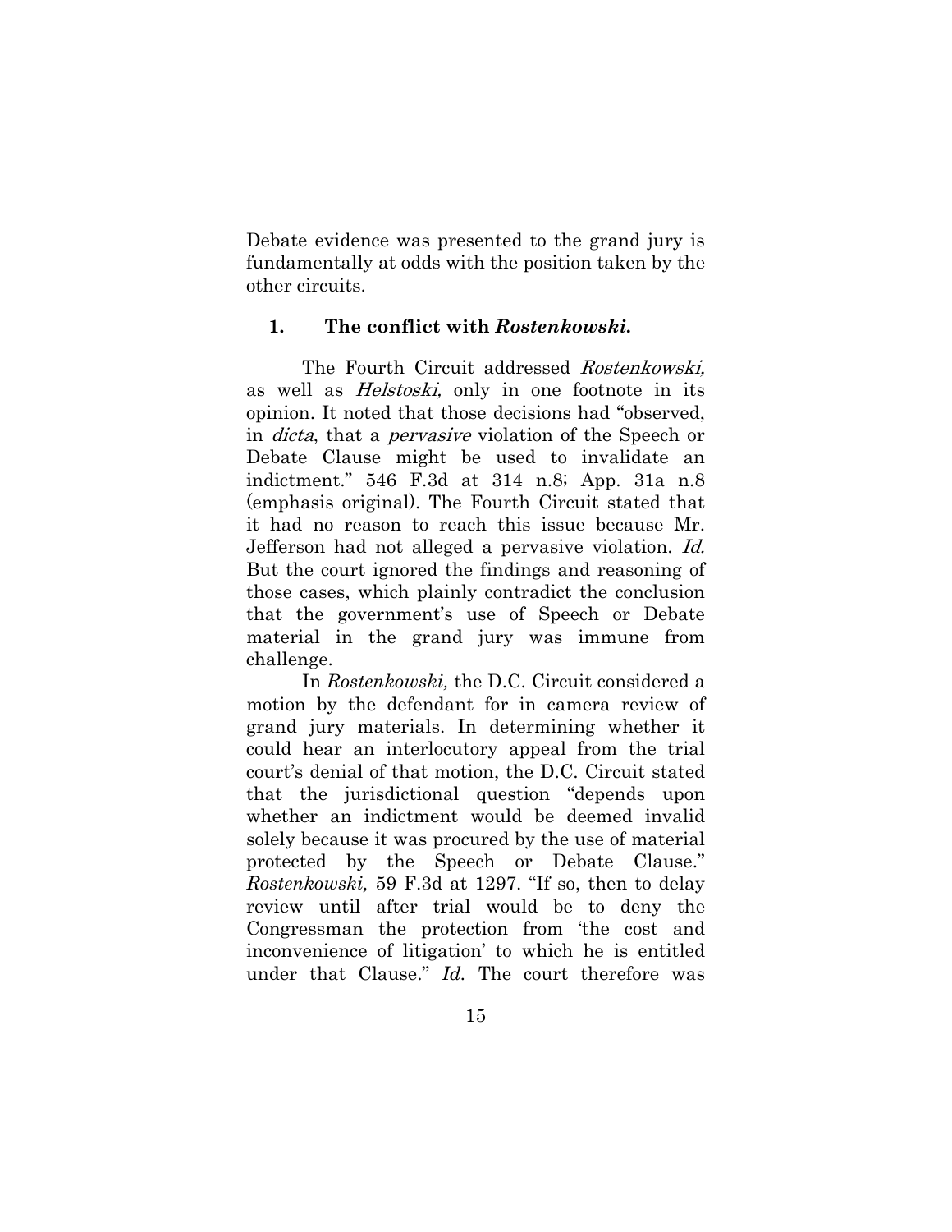Debate evidence was presented to the grand jury is fundamentally at odds with the position taken by the other circuits.

### 1. The conflict with *Rostenkowski.*

The Fourth Circuit addressed *Rostenkowski,* as well as *Helstoski,* only in one footnote in its opinion. It noted that those decisions had "observed, in *dicta*, that a *pervasive* violation of the Speech or Debate Clause might be used to invalidate an indictment." 546 F.3d at 314 n.8; App. 31a n.8 (emphasis original). The Fourth Circuit stated that it had no reason to reach this issue because Mr. Jefferson had not alleged a pervasive violation. *Id.* But the court ignored the findings and reasoning of those cases, which plainly contradict the conclusion that the government's use of Speech or Debate material in the grand jury was immune from challenge.

In *Rostenkowski,* the D.C. Circuit considered a motion by the defendant for in camera review of grand jury materials. In determining whether it could hear an interlocutory appeal from the trial court's denial of that motion, the D.C. Circuit stated that the jurisdictional question "depends upon whether an indictment would be deemed invalid solely because it was procured by the use of material protected by the Speech or Debate Clause." *Rostenkowski,* 59 F.3d at 1297. "If so, then to delay review until after trial would be to deny the Congressman the protection from 'the cost and inconvenience of litigation' to which he is entitled under that Clause." *Id.* The court therefore was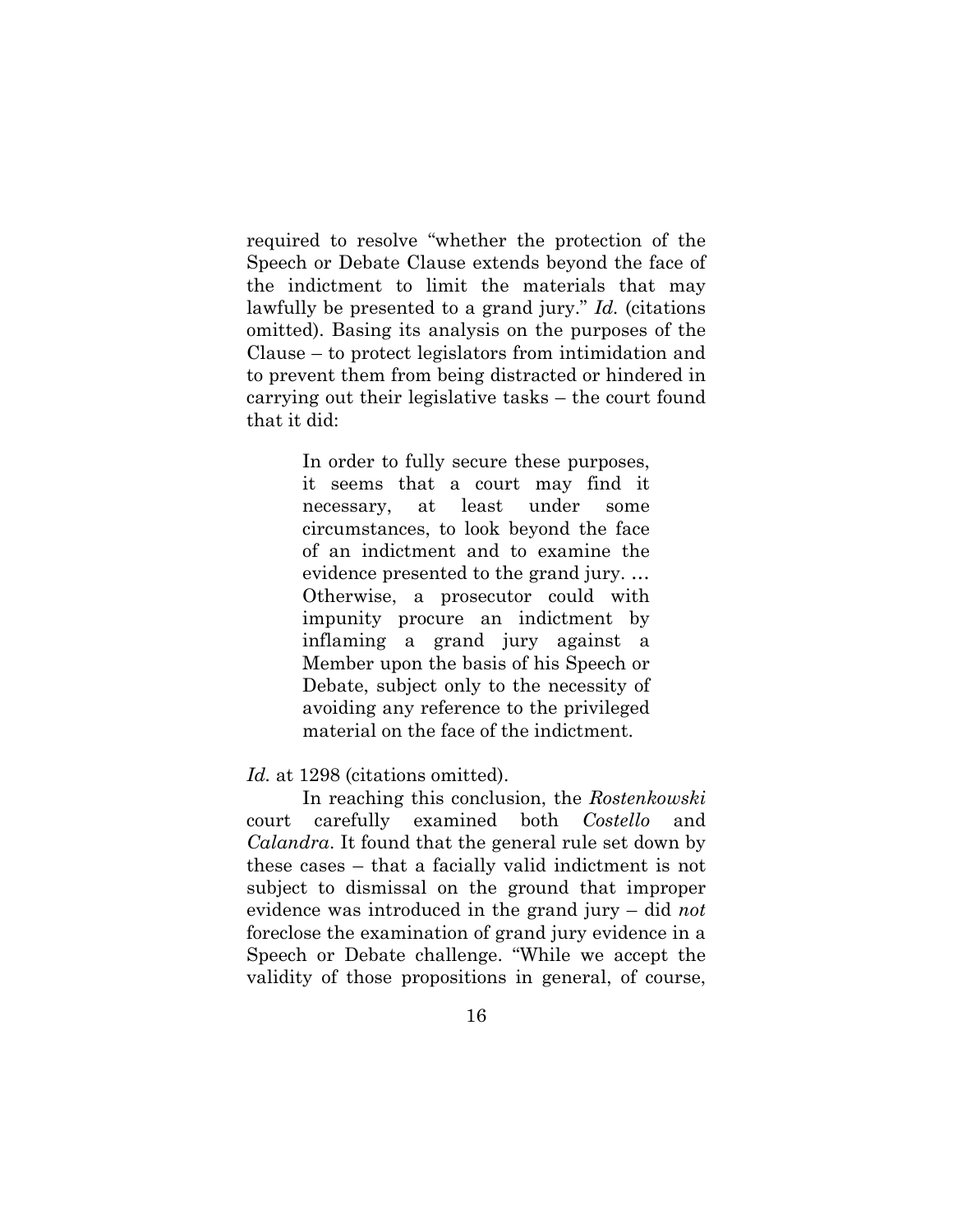required to resolve "whether the protection of the Speech or Debate Clause extends beyond the face of the indictment to limit the materials that may lawfully be presented to a grand jury." *Id.* (citations omitted). Basing its analysis on the purposes of the Clause – to protect legislators from intimidation and to prevent them from being distracted or hindered in carrying out their legislative tasks – the court found that it did:

> In order to fully secure these purposes, it seems that a court may find it necessary, at least under some circumstances, to look beyond the face of an indictment and to examine the evidence presented to the grand jury. … Otherwise, a prosecutor could with impunity procure an indictment by inflaming a grand jury against a Member upon the basis of his Speech or Debate, subject only to the necessity of avoiding any reference to the privileged material on the face of the indictment.

*Id.* at 1298 (citations omitted).

In reaching this conclusion, the *Rostenkowski* court carefully examined both *Costello* and *Calandra*. It found that the general rule set down by these cases – that a facially valid indictment is not subject to dismissal on the ground that improper evidence was introduced in the grand jury – did *not* foreclose the examination of grand jury evidence in a Speech or Debate challenge. "While we accept the validity of those propositions in general, of course,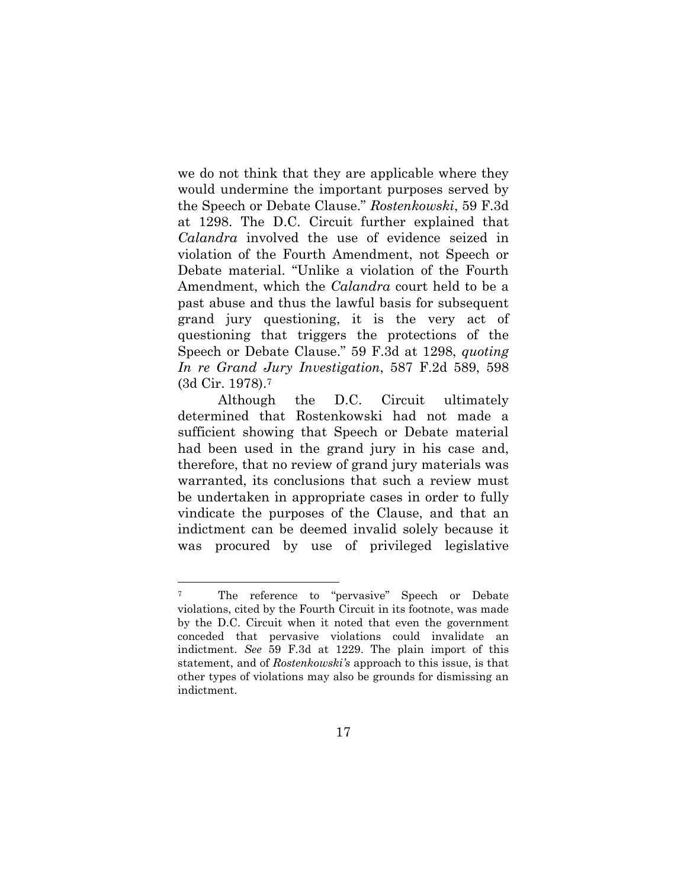we do not think that they are applicable where they would undermine the important purposes served by the Speech or Debate Clause." *Rostenkowski*, 59 F.3d at 1298. The D.C. Circuit further explained that *Calandra* involved the use of evidence seized in violation of the Fourth Amendment, not Speech or Debate material. "Unlike a violation of the Fourth Amendment, which the *Calandra* court held to be a past abuse and thus the lawful basis for subsequent grand jury questioning, it is the very act of questioning that triggers the protections of the Speech or Debate Clause." 59 F.3d at 1298, *quoting In re Grand Jury Investigation*, 587 F.2d 589, 598 (3d Cir. 1978).[7]

Although the D.C. Circuit ultimately determined that Rostenkowski had not made a sufficient showing that Speech or Debate material had been used in the grand jury in his case and, therefore, that no review of grand jury materials was warranted, its conclusions that such a review must be undertaken in appropriate cases in order to fully vindicate the purposes of the Clause, and that an indictment can be deemed invalid solely because it was procured by use of privileged legislative

---

[7] The reference to "pervasive" Speech or Debate violations, cited by the Fourth Circuit in its footnote, was made by the D.C. Circuit when it noted that even the government conceded that pervasive violations could invalidate an indictment. *See* 59 F.3d at 1229. The plain import of this statement, and of *Rostenkowski's* approach to this issue, is that other types of violations may also be grounds for dismissing an indictment.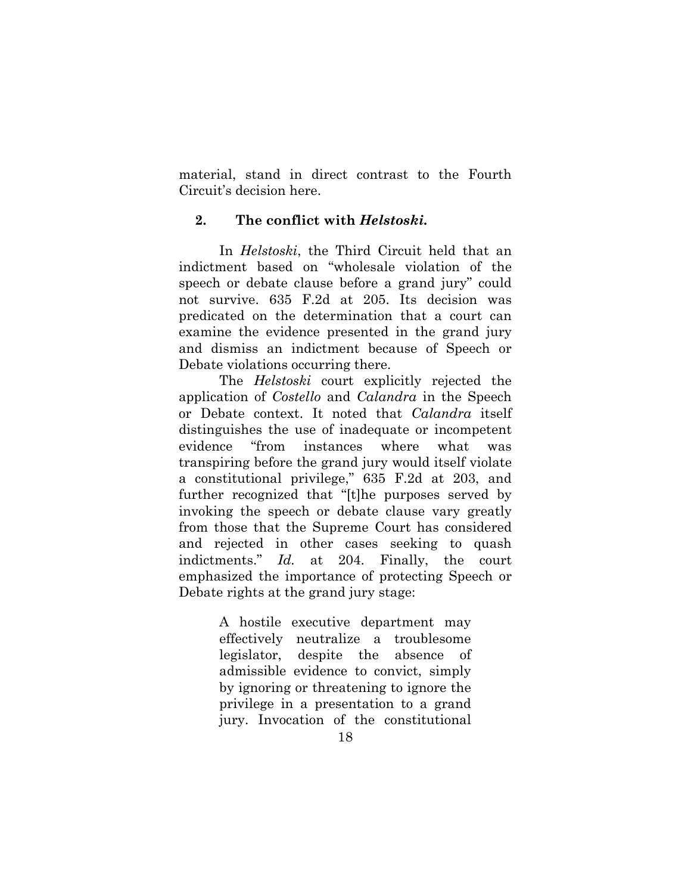material, stand in direct contrast to the Fourth Circuit's decision here.

### 2. The conflict with *Helstoski*.

In *Helstoski*, the Third Circuit held that an indictment based on "wholesale violation of the speech or debate clause before a grand jury" could not survive. 635 F.2d at 205. Its decision was predicated on the determination that a court can examine the evidence presented in the grand jury and dismiss an indictment because of Speech or Debate violations occurring there.

The *Helstoski* court explicitly rejected the application of *Costello* and *Calandra* in the Speech or Debate context. It noted that *Calandra* itself distinguishes the use of inadequate or incompetent evidence "from instances where what was transpiring before the grand jury would itself violate a constitutional privilege," 635 F.2d at 203, and further recognized that "[t]he purposes served by invoking the speech or debate clause vary greatly from those that the Supreme Court has considered and rejected in other cases seeking to quash indictments." *Id.* at 204. Finally, the court emphasized the importance of protecting Speech or Debate rights at the grand jury stage:

> A hostile executive department may effectively neutralize a troublesome legislator, despite the absence of admissible evidence to convict, simply by ignoring or threatening to ignore the privilege in a presentation to a grand jury. Invocation of the constitutional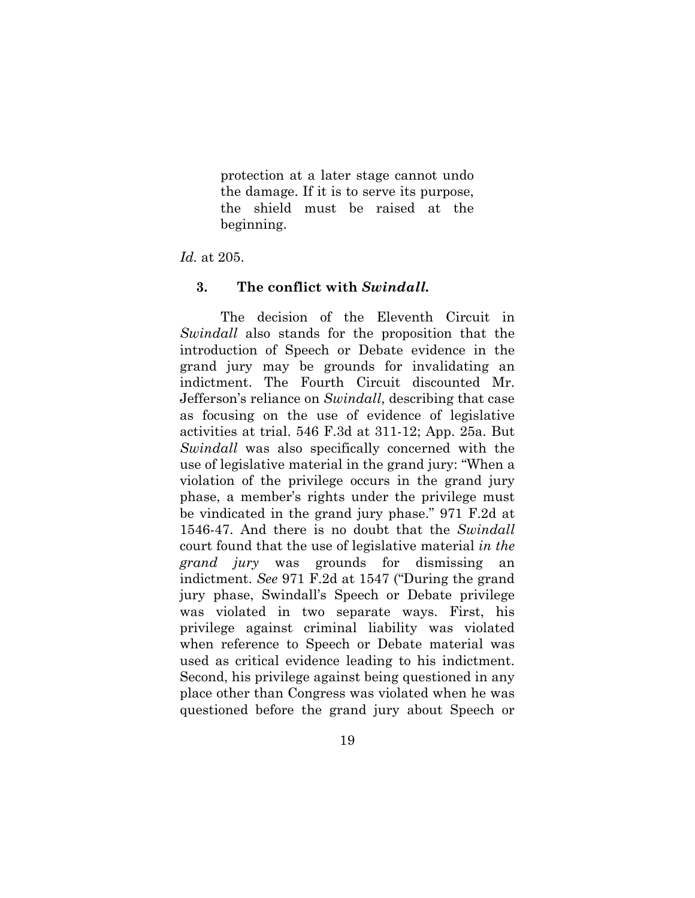> protection at a later stage cannot undo the damage. If it is to serve its purpose, the shield must be raised at the beginning.

*Id.* at 205.

### 3. The conflict with *Swindall.*

The decision of the Eleventh Circuit in *Swindall* also stands for the proposition that the introduction of Speech or Debate evidence in the grand jury may be grounds for invalidating an indictment. The Fourth Circuit discounted Mr. Jefferson's reliance on *Swindall*, describing that case as focusing on the use of evidence of legislative activities at trial. 546 F.3d at 311-12; App. 25a. But *Swindall* was also specifically concerned with the use of legislative material in the grand jury: "When a violation of the privilege occurs in the grand jury phase, a member's rights under the privilege must be vindicated in the grand jury phase." 971 F.2d at 1546-47. And there is no doubt that the *Swindall* court found that the use of legislative material *in the grand jury* was grounds for dismissing an indictment. *See* 971 F.2d at 1547 ("During the grand jury phase, Swindall's Speech or Debate privilege was violated in two separate ways. First, his privilege against criminal liability was violated when reference to Speech or Debate material was used as critical evidence leading to his indictment. Second, his privilege against being questioned in any place other than Congress was violated when he was questioned before the grand jury about Speech or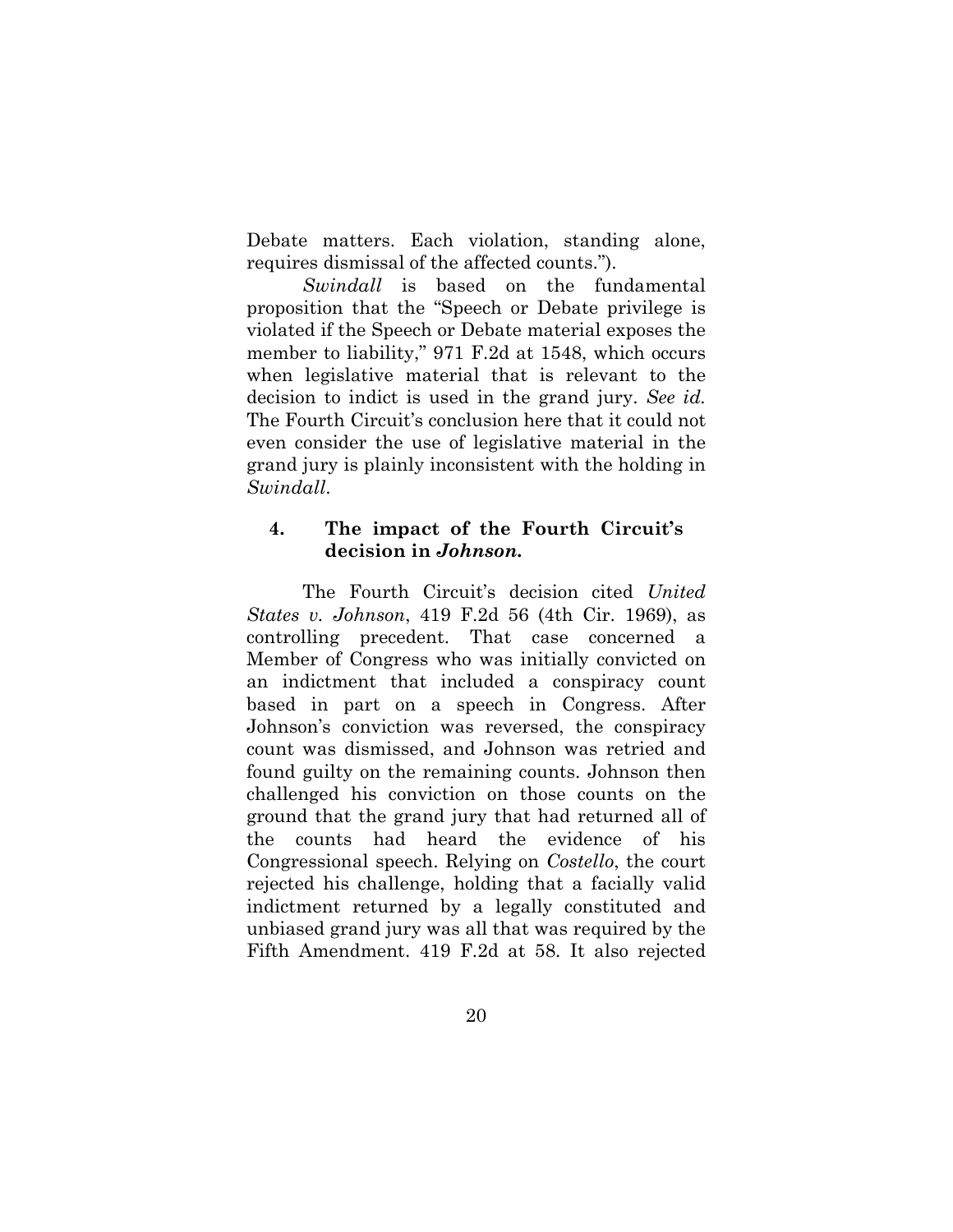Debate matters. Each violation, standing alone, requires dismissal of the affected counts.").

*Swindall* is based on the fundamental proposition that the "Speech or Debate privilege is violated if the Speech or Debate material exposes the member to liability," 971 F.2d at 1548, which occurs when legislative material that is relevant to the decision to indict is used in the grand jury. *See id.* The Fourth Circuit's conclusion here that it could not even consider the use of legislative material in the grand jury is plainly inconsistent with the holding in *Swindall*.

### 4. The impact of the Fourth Circuit's decision in *Johnson*.

The Fourth Circuit's decision cited *United States v. Johnson*, 419 F.2d 56 (4th Cir. 1969), as controlling precedent. That case concerned a Member of Congress who was initially convicted on an indictment that included a conspiracy count based in part on a speech in Congress. After Johnson's conviction was reversed, the conspiracy count was dismissed, and Johnson was retried and found guilty on the remaining counts. Johnson then challenged his conviction on those counts on the ground that the grand jury that had returned all of the counts had heard the evidence of his Congressional speech. Relying on *Costello*, the court rejected his challenge, holding that a facially valid indictment returned by a legally constituted and unbiased grand jury was all that was required by the Fifth Amendment. 419 F.2d at 58. It also rejected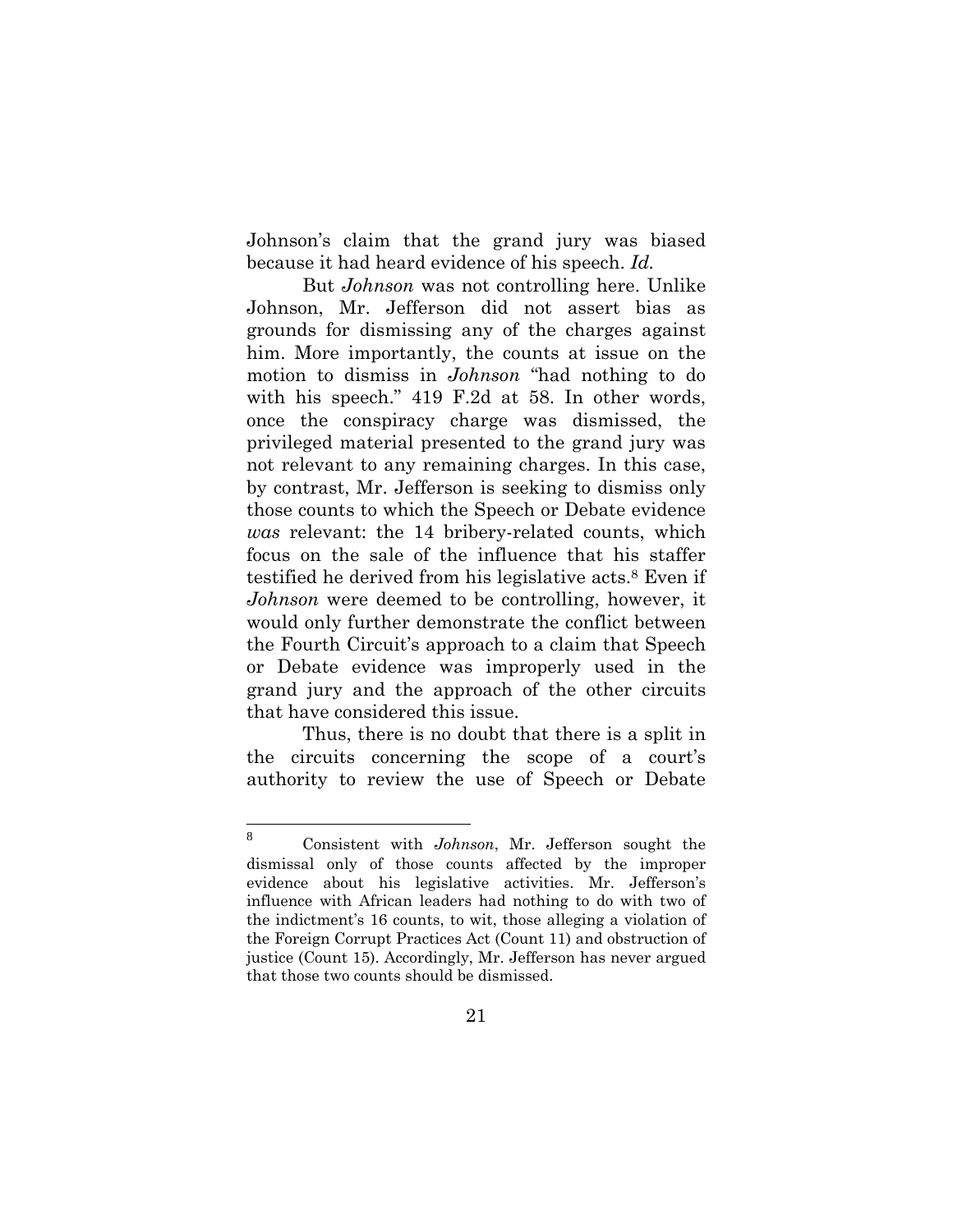Johnson's claim that the grand jury was biased because it had heard evidence of his speech. *Id.*

But *Johnson* was not controlling here. Unlike Johnson, Mr. Jefferson did not assert bias as grounds for dismissing any of the charges against him. More importantly, the counts at issue on the motion to dismiss in *Johnson* "had nothing to do with his speech." 419 F.2d at 58. In other words, once the conspiracy charge was dismissed, the privileged material presented to the grand jury was not relevant to any remaining charges. In this case, by contrast, Mr. Jefferson is seeking to dismiss only those counts to which the Speech or Debate evidence *was* relevant: the 14 bribery-related counts, which focus on the sale of the influence that his staffer testified he derived from his legislative acts.[8] Even if *Johnson* were deemed to be controlling, however, it would only further demonstrate the conflict between the Fourth Circuit's approach to a claim that Speech or Debate evidence was improperly used in the grand jury and the approach of the other circuits that have considered this issue.

Thus, there is no doubt that there is a split in the circuits concerning the scope of a court's authority to review the use of Speech or Debate

---

[8] Consistent with *Johnson*, Mr. Jefferson sought the dismissal only of those counts affected by the improper evidence about his legislative activities. Mr. Jefferson's influence with African leaders had nothing to do with two of the indictment's 16 counts, to wit, those alleging a violation of the Foreign Corrupt Practices Act (Count 11) and obstruction of justice (Count 15). Accordingly, Mr. Jefferson has never argued that those two counts should be dismissed.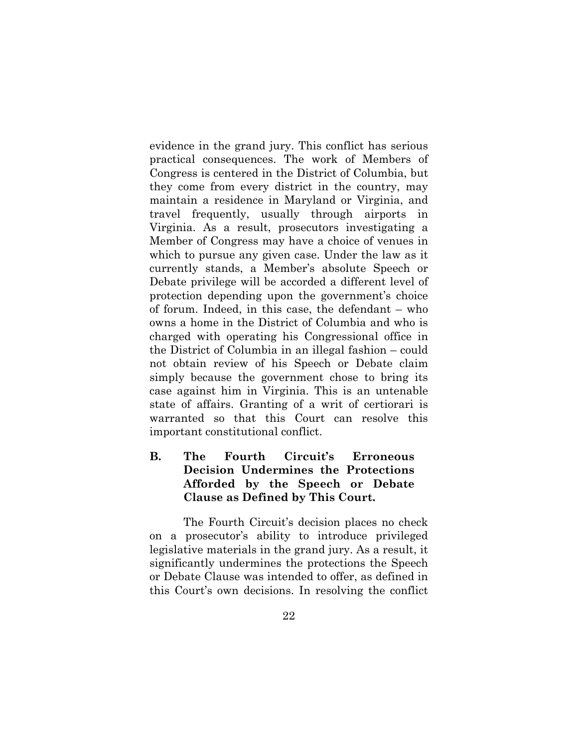evidence in the grand jury. This conflict has serious practical consequences. The work of Members of Congress is centered in the District of Columbia, but they come from every district in the country, may maintain a residence in Maryland or Virginia, and travel frequently, usually through airports in Virginia. As a result, prosecutors investigating a Member of Congress may have a choice of venues in which to pursue any given case. Under the law as it currently stands, a Member's absolute Speech or Debate privilege will be accorded a different level of protection depending upon the government's choice of forum. Indeed, in this case, the defendant – who owns a home in the District of Columbia and who is charged with operating his Congressional office in the District of Columbia in an illegal fashion – could not obtain review of his Speech or Debate claim simply because the government chose to bring its case against him in Virginia. This is an untenable state of affairs. Granting of a writ of certiorari is warranted so that this Court can resolve this important constitutional conflict.

### B. The Fourth Circuit's Erroneous Decision Undermines the Protections Afforded by the Speech or Debate Clause as Defined by This Court.

The Fourth Circuit's decision places no check on a prosecutor's ability to introduce privileged legislative materials in the grand jury. As a result, it significantly undermines the protections the Speech or Debate Clause was intended to offer, as defined in this Court's own decisions. In resolving the conflict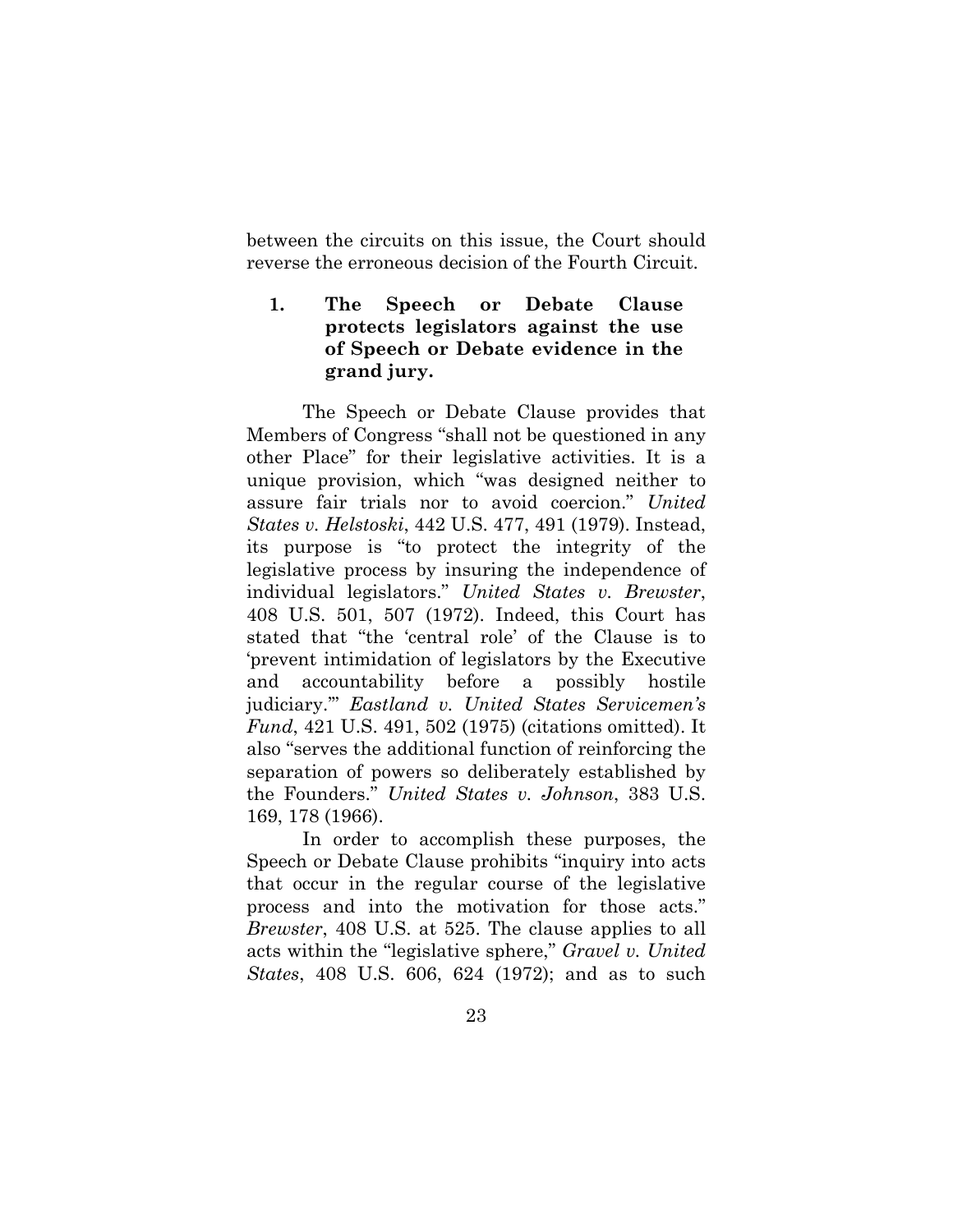between the circuits on this issue, the Court should reverse the erroneous decision of the Fourth Circuit.

### 1. The Speech or Debate Clause protects legislators against the use of Speech or Debate evidence in the grand jury.

The Speech or Debate Clause provides that Members of Congress "shall not be questioned in any other Place" for their legislative activities. It is a unique provision, which "was designed neither to assure fair trials nor to avoid coercion." *United States v. Helstoski*, 442 U.S. 477, 491 (1979). Instead, its purpose is "to protect the integrity of the legislative process by insuring the independence of individual legislators." *United States v. Brewster*, 408 U.S. 501, 507 (1972). Indeed, this Court has stated that "the 'central role' of the Clause is to 'prevent intimidation of legislators by the Executive and accountability before a possibly hostile judiciary.'" *Eastland v. United States Servicemen's Fund*, 421 U.S. 491, 502 (1975) (citations omitted). It also "serves the additional function of reinforcing the separation of powers so deliberately established by the Founders." *United States v. Johnson*, 383 U.S. 169, 178 (1966).

In order to accomplish these purposes, the Speech or Debate Clause prohibits "inquiry into acts that occur in the regular course of the legislative process and into the motivation for those acts." *Brewster*, 408 U.S. at 525. The clause applies to all acts within the "legislative sphere," *Gravel v. United States*, 408 U.S. 606, 624 (1972); and as to such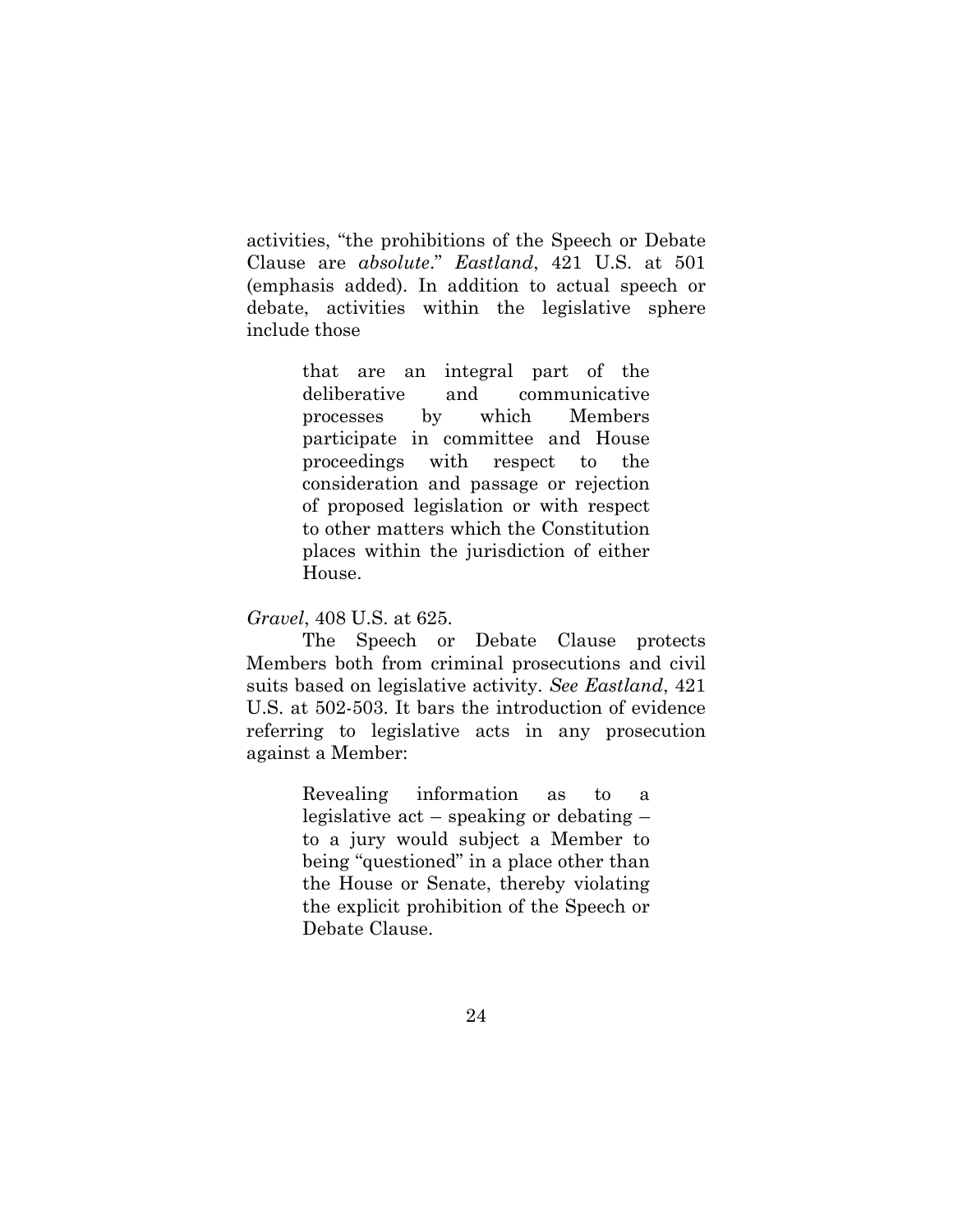activities, "the prohibitions of the Speech or Debate Clause are *absolute*." *Eastland*, 421 U.S. at 501 (emphasis added). In addition to actual speech or debate, activities within the legislative sphere include those

> that are an integral part of the deliberative and communicative processes by which Members participate in committee and House proceedings with respect to the consideration and passage or rejection of proposed legislation or with respect to other matters which the Constitution places within the jurisdiction of either House.

*Gravel*, 408 U.S. at 625.

The Speech or Debate Clause protects Members both from criminal prosecutions and civil suits based on legislative activity. *See Eastland*, 421 U.S. at 502-503. It bars the introduction of evidence referring to legislative acts in any prosecution against a Member:

> Revealing information as to a legislative act – speaking or debating – to a jury would subject a Member to being "questioned" in a place other than the House or Senate, thereby violating the explicit prohibition of the Speech or Debate Clause.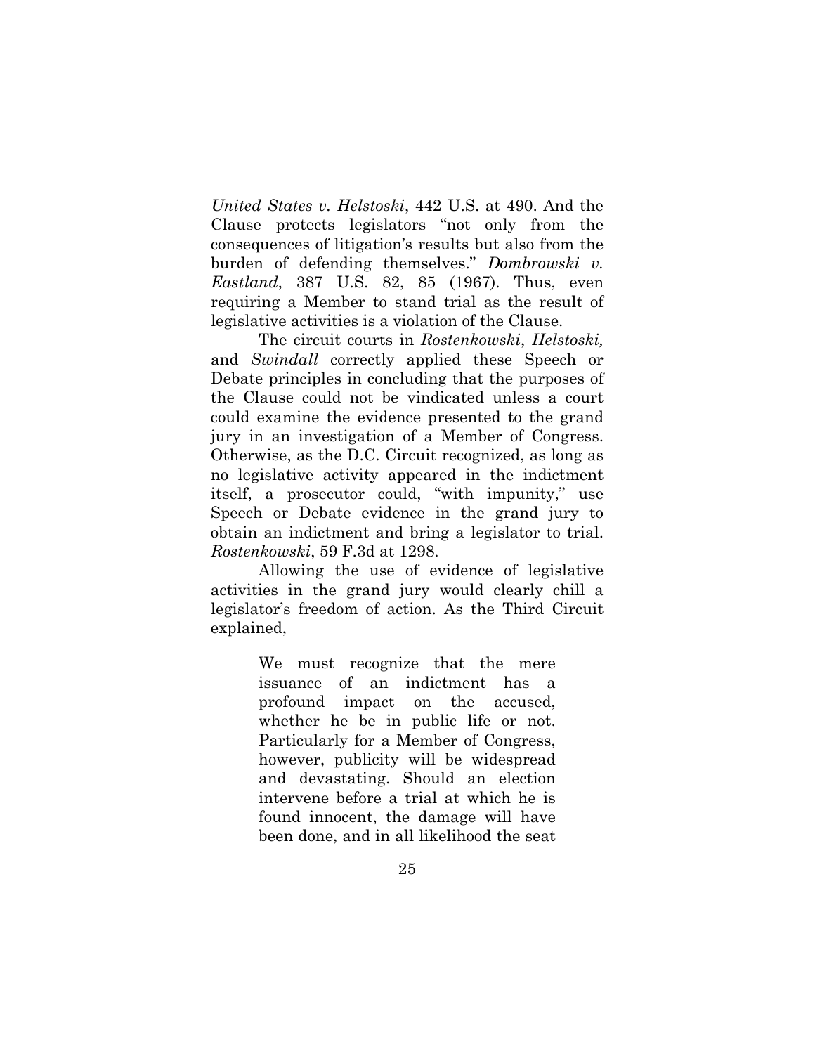*United States v. Helstoski*, 442 U.S. at 490. And the Clause protects legislators "not only from the consequences of litigation's results but also from the burden of defending themselves." *Dombrowski v. Eastland*, 387 U.S. 82, 85 (1967). Thus, even requiring a Member to stand trial as the result of legislative activities is a violation of the Clause.

The circuit courts in *Rostenkowski*, *Helstoski,* and *Swindall* correctly applied these Speech or Debate principles in concluding that the purposes of the Clause could not be vindicated unless a court could examine the evidence presented to the grand jury in an investigation of a Member of Congress. Otherwise, as the D.C. Circuit recognized, as long as no legislative activity appeared in the indictment itself, a prosecutor could, "with impunity," use Speech or Debate evidence in the grand jury to obtain an indictment and bring a legislator to trial. *Rostenkowski*, 59 F.3d at 1298.

Allowing the use of evidence of legislative activities in the grand jury would clearly chill a legislator's freedom of action. As the Third Circuit explained,

> We must recognize that the mere issuance of an indictment has a profound impact on the accused, whether he be in public life or not. Particularly for a Member of Congress, however, publicity will be widespread and devastating. Should an election intervene before a trial at which he is found innocent, the damage will have been done, and in all likelihood the seat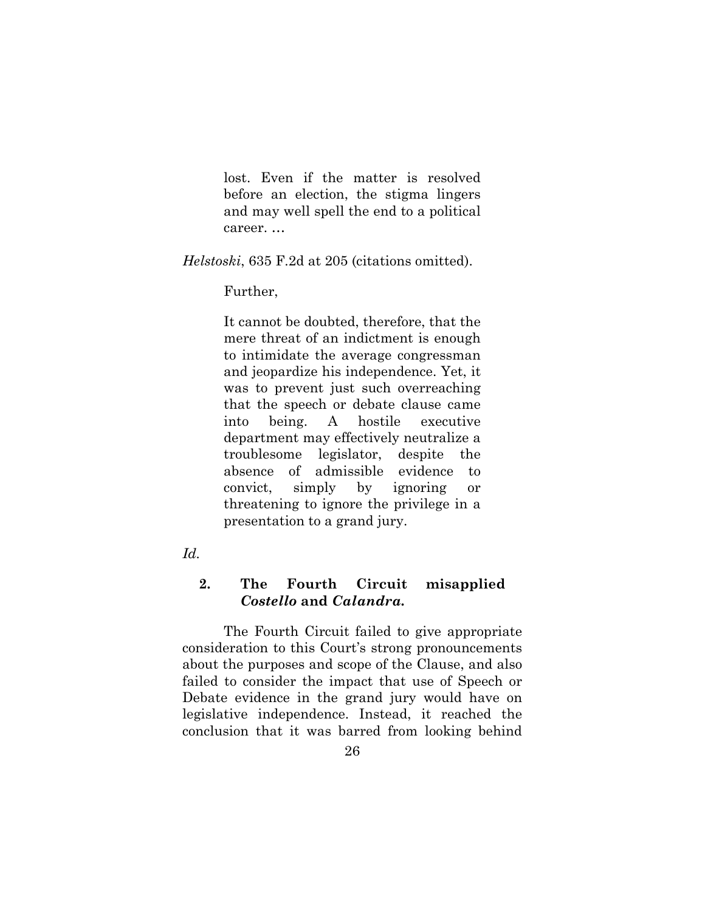> lost. Even if the matter is resolved before an election, the stigma lingers and may well spell the end to a political career. …

*Helstoski*, 635 F.2d at 205 (citations omitted).

Further,

> It cannot be doubted, therefore, that the mere threat of an indictment is enough to intimidate the average congressman and jeopardize his independence. Yet, it was to prevent just such overreaching that the speech or debate clause came into being. A hostile executive department may effectively neutralize a troublesome legislator, despite the absence of admissible evidence to convict, simply by ignoring or threatening to ignore the privilege in a presentation to a grand jury.

*Id.*

### 2. The Fourth Circuit misapplied *Costello* and *Calandra*.

The Fourth Circuit failed to give appropriate consideration to this Court's strong pronouncements about the purposes and scope of the Clause, and also failed to consider the impact that use of Speech or Debate evidence in the grand jury would have on legislative independence. Instead, it reached the conclusion that it was barred from looking behind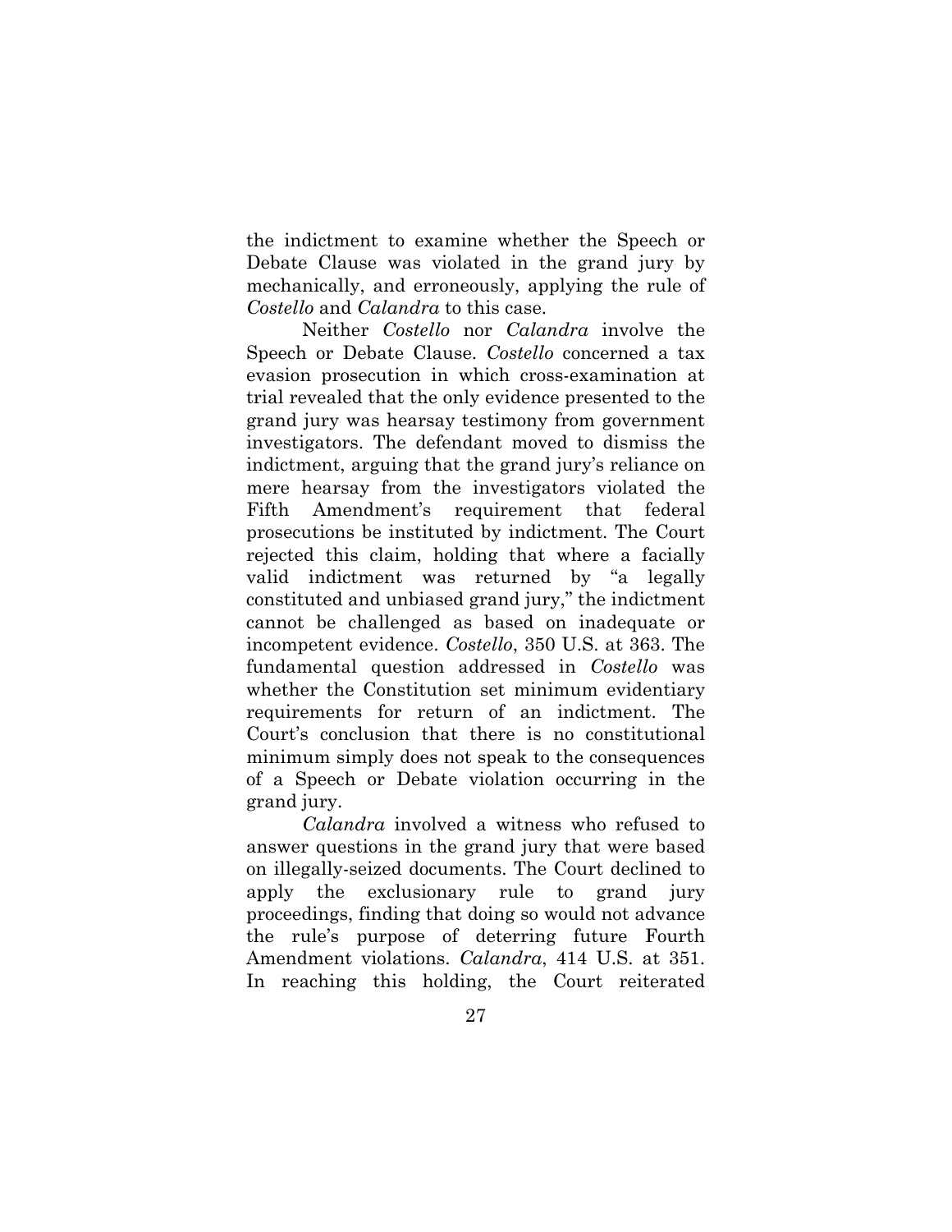the indictment to examine whether the Speech or Debate Clause was violated in the grand jury by mechanically, and erroneously, applying the rule of *Costello* and *Calandra* to this case.

Neither *Costello* nor *Calandra* involve the Speech or Debate Clause. *Costello* concerned a tax evasion prosecution in which cross-examination at trial revealed that the only evidence presented to the grand jury was hearsay testimony from government investigators. The defendant moved to dismiss the indictment, arguing that the grand jury's reliance on mere hearsay from the investigators violated the Fifth Amendment's requirement that federal prosecutions be instituted by indictment. The Court rejected this claim, holding that where a facially valid indictment was returned by "a legally constituted and unbiased grand jury," the indictment cannot be challenged as based on inadequate or incompetent evidence. *Costello*, 350 U.S. at 363. The fundamental question addressed in *Costello* was whether the Constitution set minimum evidentiary requirements for return of an indictment. The Court's conclusion that there is no constitutional minimum simply does not speak to the consequences of a Speech or Debate violation occurring in the grand jury.

*Calandra* involved a witness who refused to answer questions in the grand jury that were based on illegally-seized documents. The Court declined to apply the exclusionary rule to grand jury proceedings, finding that doing so would not advance the rule's purpose of deterring future Fourth Amendment violations. *Calandra*, 414 U.S. at 351. In reaching this holding, the Court reiterated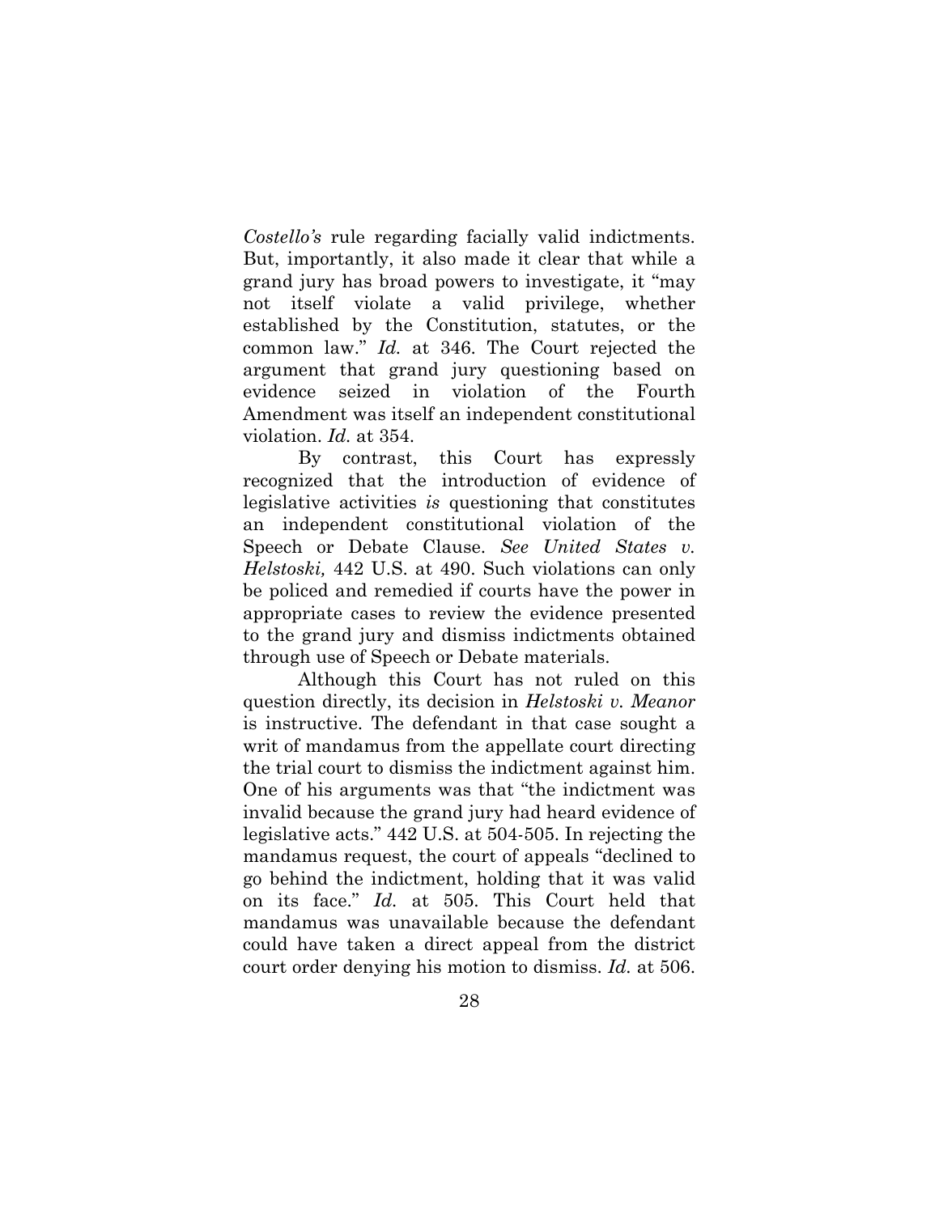*Costello's* rule regarding facially valid indictments. But, importantly, it also made it clear that while a grand jury has broad powers to investigate, it "may not itself violate a valid privilege, whether established by the Constitution, statutes, or the common law." *Id.* at 346. The Court rejected the argument that grand jury questioning based on evidence seized in violation of the Fourth Amendment was itself an independent constitutional violation. *Id.* at 354.

By contrast, this Court has expressly recognized that the introduction of evidence of legislative activities *is* questioning that constitutes an independent constitutional violation of the Speech or Debate Clause. *See United States v. Helstoski,* 442 U.S. at 490. Such violations can only be policed and remedied if courts have the power in appropriate cases to review the evidence presented to the grand jury and dismiss indictments obtained through use of Speech or Debate materials.

Although this Court has not ruled on this question directly, its decision in *Helstoski v. Meanor* is instructive. The defendant in that case sought a writ of mandamus from the appellate court directing the trial court to dismiss the indictment against him. One of his arguments was that "the indictment was invalid because the grand jury had heard evidence of legislative acts." 442 U.S. at 504-505. In rejecting the mandamus request, the court of appeals "declined to go behind the indictment, holding that it was valid on its face." *Id.* at 505. This Court held that mandamus was unavailable because the defendant could have taken a direct appeal from the district court order denying his motion to dismiss. *Id.* at 506.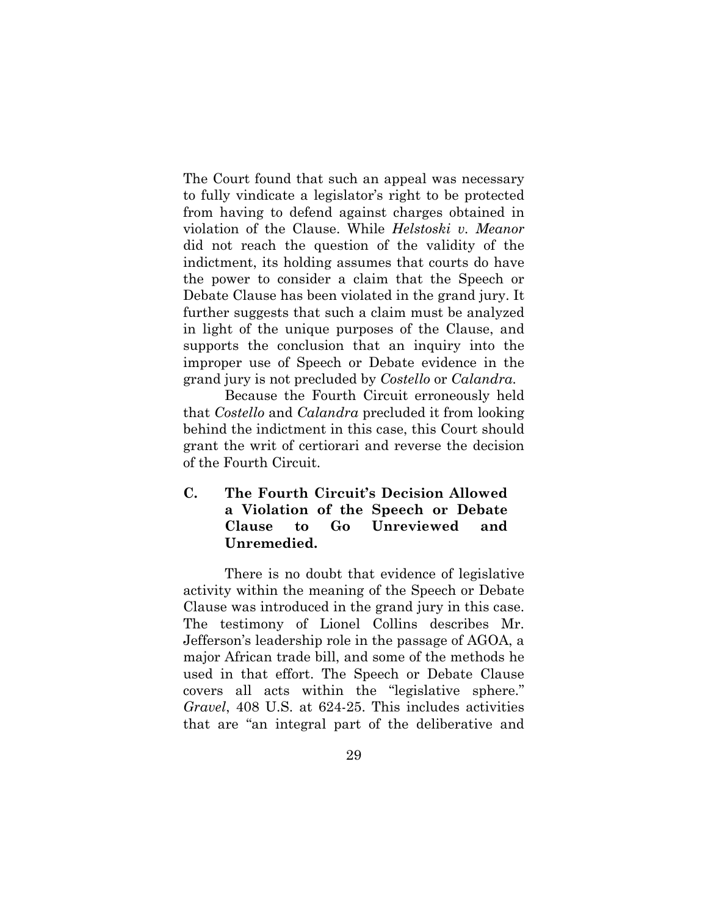The Court found that such an appeal was necessary to fully vindicate a legislator's right to be protected from having to defend against charges obtained in violation of the Clause. While *Helstoski v. Meanor* did not reach the question of the validity of the indictment, its holding assumes that courts do have the power to consider a claim that the Speech or Debate Clause has been violated in the grand jury. It further suggests that such a claim must be analyzed in light of the unique purposes of the Clause, and supports the conclusion that an inquiry into the improper use of Speech or Debate evidence in the grand jury is not precluded by *Costello* or *Calandra*.

Because the Fourth Circuit erroneously held that *Costello* and *Calandra* precluded it from looking behind the indictment in this case, this Court should grant the writ of certiorari and reverse the decision of the Fourth Circuit.

### C. The Fourth Circuit's Decision Allowed a Violation of the Speech or Debate Clause to Go Unreviewed and Unremedied.

There is no doubt that evidence of legislative activity within the meaning of the Speech or Debate Clause was introduced in the grand jury in this case. The testimony of Lionel Collins describes Mr. Jefferson's leadership role in the passage of AGOA, a major African trade bill, and some of the methods he used in that effort. The Speech or Debate Clause covers all acts within the "legislative sphere." *Gravel*, 408 U.S. at 624-25. This includes activities that are "an integral part of the deliberative and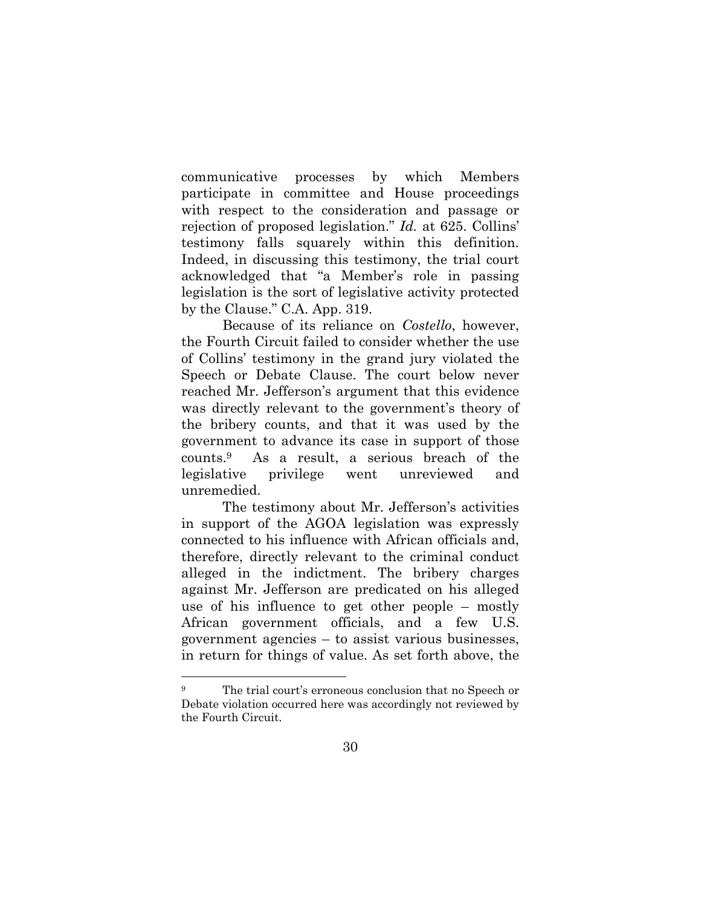communicative processes by which Members participate in committee and House proceedings with respect to the consideration and passage or rejection of proposed legislation." *Id.* at 625. Collins' testimony falls squarely within this definition. Indeed, in discussing this testimony, the trial court acknowledged that "a Member's role in passing legislation is the sort of legislative activity protected by the Clause." C.A. App. 319.

Because of its reliance on *Costello*, however, the Fourth Circuit failed to consider whether the use of Collins' testimony in the grand jury violated the Speech or Debate Clause. The court below never reached Mr. Jefferson's argument that this evidence was directly relevant to the government's theory of the bribery counts, and that it was used by the government to advance its case in support of those counts.[9] As a result, a serious breach of the legislative privilege went unreviewed and unremedied.

The testimony about Mr. Jefferson's activities in support of the AGOA legislation was expressly connected to his influence with African officials and, therefore, directly relevant to the criminal conduct alleged in the indictment. The bribery charges against Mr. Jefferson are predicated on his alleged use of his influence to get other people – mostly African government officials, and a few U.S. government agencies – to assist various businesses, in return for things of value. As set forth above, the

---

[9] The trial court's erroneous conclusion that no Speech or Debate violation occurred here was accordingly not reviewed by the Fourth Circuit.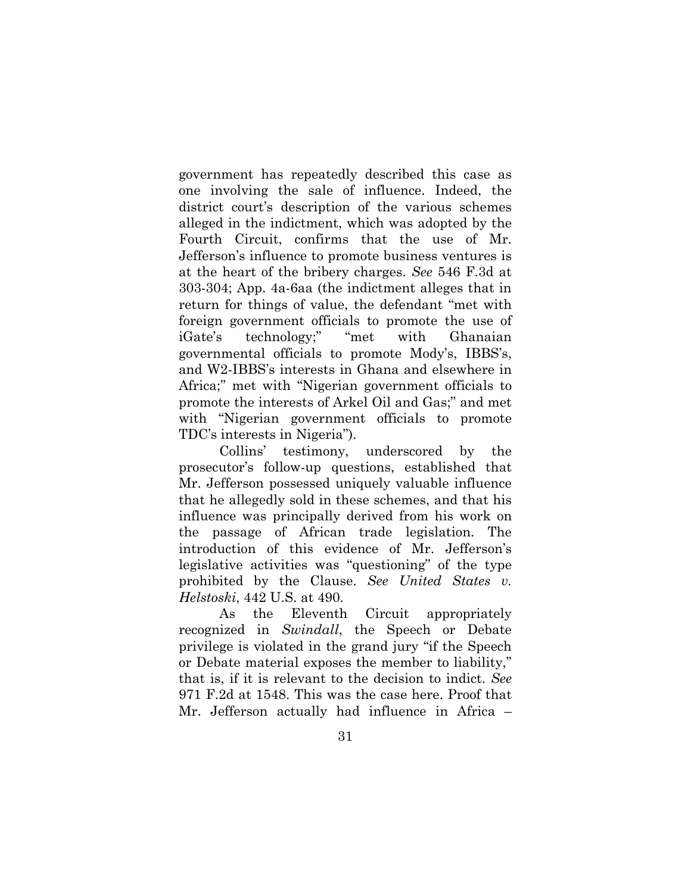government has repeatedly described this case as one involving the sale of influence. Indeed, the district court's description of the various schemes alleged in the indictment, which was adopted by the Fourth Circuit, confirms that the use of Mr. Jefferson's influence to promote business ventures is at the heart of the bribery charges. *See* 546 F.3d at 303-304; App. 4a-6aa (the indictment alleges that in return for things of value, the defendant "met with foreign government officials to promote the use of iGate's technology;" "met with Ghanaian governmental officials to promote Mody's, IBBS's, and W2-IBBS's interests in Ghana and elsewhere in Africa;" met with "Nigerian government officials to promote the interests of Arkel Oil and Gas;" and met with "Nigerian government officials to promote TDC's interests in Nigeria").

Collins' testimony, underscored by the prosecutor's follow-up questions, established that Mr. Jefferson possessed uniquely valuable influence that he allegedly sold in these schemes, and that his influence was principally derived from his work on the passage of African trade legislation. The introduction of this evidence of Mr. Jefferson's legislative activities was "questioning" of the type prohibited by the Clause. *See United States v. Helstoski*, 442 U.S. at 490.

As the Eleventh Circuit appropriately recognized in *Swindall*, the Speech or Debate privilege is violated in the grand jury "if the Speech or Debate material exposes the member to liability," that is, if it is relevant to the decision to indict. *See* 971 F.2d at 1548. This was the case here. Proof that Mr. Jefferson actually had influence in Africa –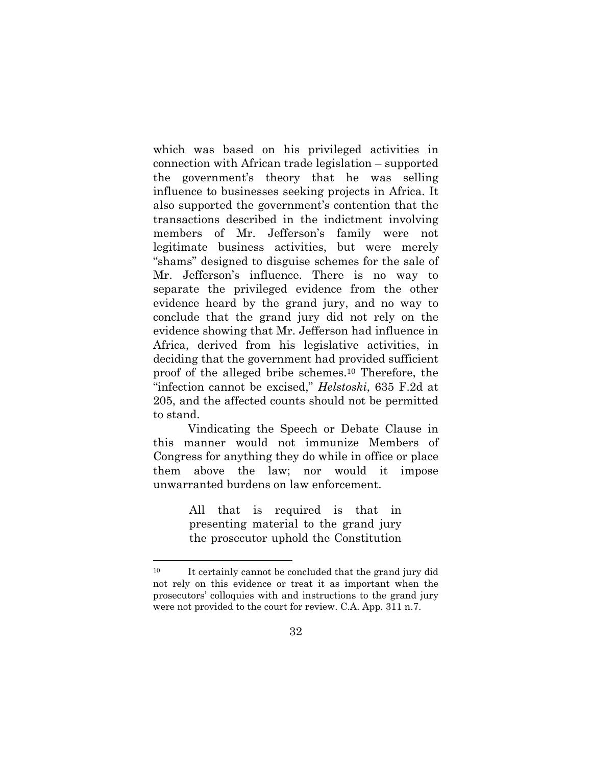which was based on his privileged activities in connection with African trade legislation – supported the government's theory that he was selling influence to businesses seeking projects in Africa. It also supported the government's contention that the transactions described in the indictment involving members of Mr. Jefferson's family were not legitimate business activities, but were merely "shams" designed to disguise schemes for the sale of Mr. Jefferson's influence. There is no way to separate the privileged evidence from the other evidence heard by the grand jury, and no way to conclude that the grand jury did not rely on the evidence showing that Mr. Jefferson had influence in Africa, derived from his legislative activities, in deciding that the government had provided sufficient proof of the alleged bribe schemes.[10] Therefore, the "infection cannot be excised," *Helstoski*, 635 F.2d at 205, and the affected counts should not be permitted to stand.

Vindicating the Speech or Debate Clause in this manner would not immunize Members of Congress for anything they do while in office or place them above the law; nor would it impose unwarranted burdens on law enforcement.

> All that is required is that in presenting material to the grand jury the prosecutor uphold the Constitution

---

[10] It certainly cannot be concluded that the grand jury did not rely on this evidence or treat it as important when the prosecutors' colloquies with and instructions to the grand jury were not provided to the court for review. C.A. App. 311 n.7.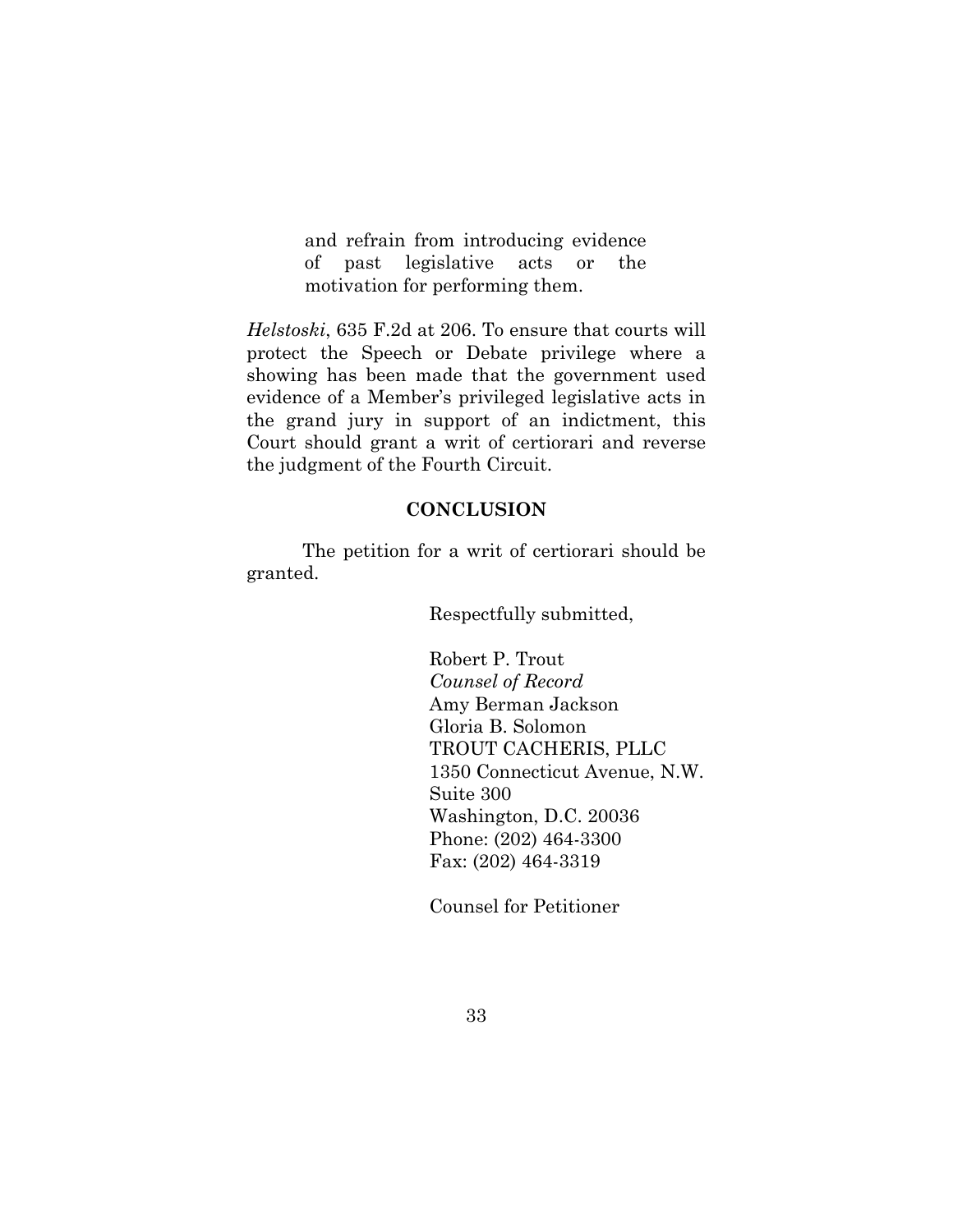> and refrain from introducing evidence of past legislative acts or the motivation for performing them.

*Helstoski*, 635 F.2d at 206. To ensure that courts will protect the Speech or Debate privilege where a showing has been made that the government used evidence of a Member's privileged legislative acts in the grand jury in support of an indictment, this Court should grant a writ of certiorari and reverse the judgment of the Fourth Circuit.

## CONCLUSION

The petition for a writ of certiorari should be granted.

Respectfully submitted,

Robert P. Trout  
*Counsel of Record*  
Amy Berman Jackson  
Gloria B. Solomon  
TROUT CACHERIS, PLLC  
1350 Connecticut Avenue, N.W.  
Suite 300  
Washington, D.C. 20036  
Phone: (202) 464-3300  
Fax: (202) 464-3319

Counsel for Petitioner